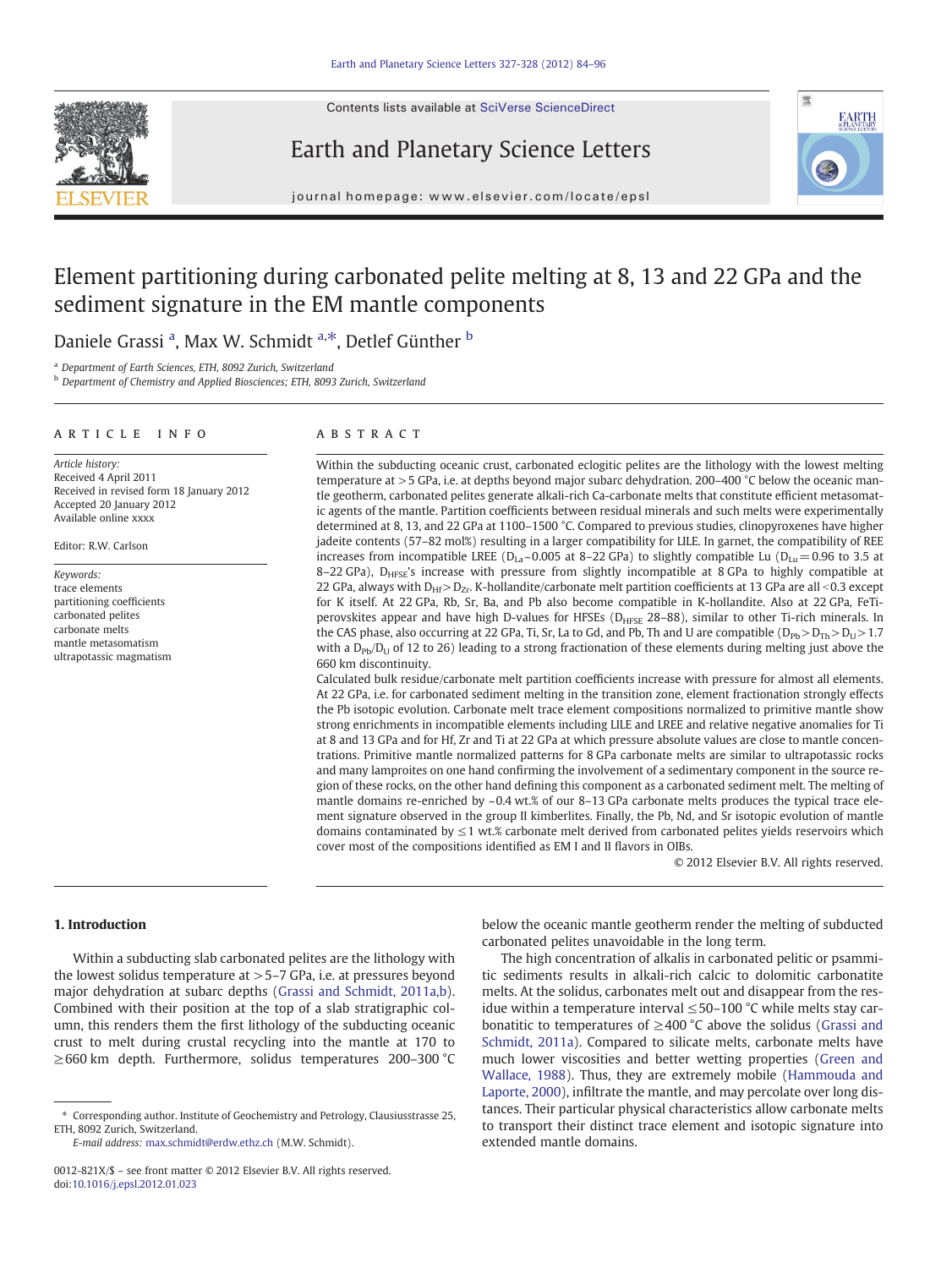# Element partitioning during carbonated pelite melting at 8, 13 and 22 GPa and the sediment signature in the EM mantle components

Daniele Grassi [a], Max W. Schmidt [a,*], Detlef Günther [b]

[a] Department of Earth Sciences, ETH, 8092 Zurich, Switzerland
[b] Department of Chemistry and Applied Biosciences; ETH, 8093 Zurich, Switzerland

## ARTICLE INFO

*Article history:*
Received 4 April 2011
Received in revised form 18 January 2012
Accepted 20 January 2012
Available online xxxx

Editor: R.W. Carlson

*Keywords:*
trace elements
partitioning coefficients
carbonated pelites
carbonate melts
mantle metasomatism
ultrapotassic magmatism

## ABSTRACT

Within the subducting oceanic crust, carbonated eclogitic pelites are the lithology with the lowest melting temperature at >5 GPa, i.e. at depths beyond major subarc dehydration. 200–400 °C below the oceanic mantle geotherm, carbonated pelites generate alkali-rich Ca-carbonate melts that constitute efficient metasomatic agents of the mantle. Partition coefficients between residual minerals and such melts were experimentally determined at 8, 13, and 22 GPa at 1100–1500 °C. Compared to previous studies, clinopyroxenes have higher jadeite contents (57–82 mol%) resulting in a larger compatibility for LILE. In garnet, the compatibility of REE increases from incompatible LREE ($D_{La}$~0.005 at 8–22 GPa) to slightly compatible Lu ($D_{Lu}$ = 0.96 to 3.5 at 8–22 GPa), $D_{HFSE}$'s increase with pressure from slightly incompatible at 8 GPa to highly compatible at 22 GPa, always with $D_{Hf} > D_{Zr}$. K-hollandite/carbonate melt partition coefficients at 13 GPa are all <0.3 except for K itself. At 22 GPa, Rb, Sr, Ba, and Pb also become compatible in K-hollandite. Also at 22 GPa, FeTi-perovskites appear and have high D-values for HFSEs ($D_{HFSE}$ 28–88), similar to other Ti-rich minerals. In the CAS phase, also occurring at 22 GPa, Ti, Sr, La to Gd, and Pb, Th and U are compatible ($D_{Pb} > D_{Th} > D_U > 1.7$ with a $D_{Pb}/D_U$ of 12 to 26) leading to a strong fractionation of these elements during melting just above the 660 km discontinuity.

Calculated bulk residue/carbonate melt partition coefficients increase with pressure for almost all elements. At 22 GPa, i.e. for carbonated sediment melting in the transition zone, element fractionation strongly effects the Pb isotopic evolution. Carbonate melt trace element compositions normalized to primitive mantle show strong enrichments in incompatible elements including LILE and LREE and relative negative anomalies for Ti at 8 and 13 GPa and for Hf, Zr and Ti at 22 GPa at which pressure absolute values are close to mantle concentrations. Primitive mantle normalized patterns for 8 GPa carbonate melts are similar to ultrapotassic rocks and many lamproites on one hand confirming the involvement of a sedimentary component in the source region of these rocks, on the other hand defining this component as a carbonated sediment melt. The melting of mantle domains re-enriched by ~0.4 wt.% of our 8–13 GPa carbonate melts produces the typical trace element signature observed in the group II kimberlites. Finally, the Pb, Nd, and Sr isotopic evolution of mantle domains contaminated by ≤1 wt.% carbonate melt derived from carbonated pelites yields reservoirs which cover most of the compositions identified as EM I and II flavors in OIBs.

© 2012 Elsevier B.V. All rights reserved.

## 1. Introduction

Within a subducting slab carbonated pelites are the lithology with the lowest solidus temperature at >5–7 GPa, i.e. at pressures beyond major dehydration at subarc depths (Grassi and Schmidt, 2011a,b). Combined with their position at the top of a slab stratigraphic column, this renders them the first lithology of the subducting oceanic crust to melt during crustal recycling into the mantle at 170 to ≥660 km depth. Furthermore, solidus temperatures 200–300 °C below the oceanic mantle geotherm render the melting of subducted carbonated pelites unavoidable in the long term.

The high concentration of alkalis in carbonated pelitic or psammitic sediments results in alkali-rich calcic to dolomitic carbonatite melts. At the solidus, carbonates melt out and disappear from the residue within a temperature interval ≤50–100 °C while melts stay carbonatitic to temperatures of ≥400 °C above the solidus (Grassi and Schmidt, 2011a). Compared to silicate melts, carbonate melts have much lower viscosities and better wetting properties (Green and Wallace, 1988). Thus, they are extremely mobile (Hammouda and Laporte, 2000), infiltrate the mantle, and may percolate over long distances. Their particular physical characteristics allow carbonate melts to transport their distinct trace element and isotopic signature into extended mantle domains.

* Corresponding author. Institute of Geochemistry and Petrology, Clausiusstrasse 25, ETH, 8092 Zurich, Switzerland.
*E-mail address:* max.schmidt@erdw.ethz.ch (M.W. Schmidt).

0012-821X/$ – see front matter © 2012 Elsevier B.V. All rights reserved.
doi:10.1016/j.epsl.2012.01.023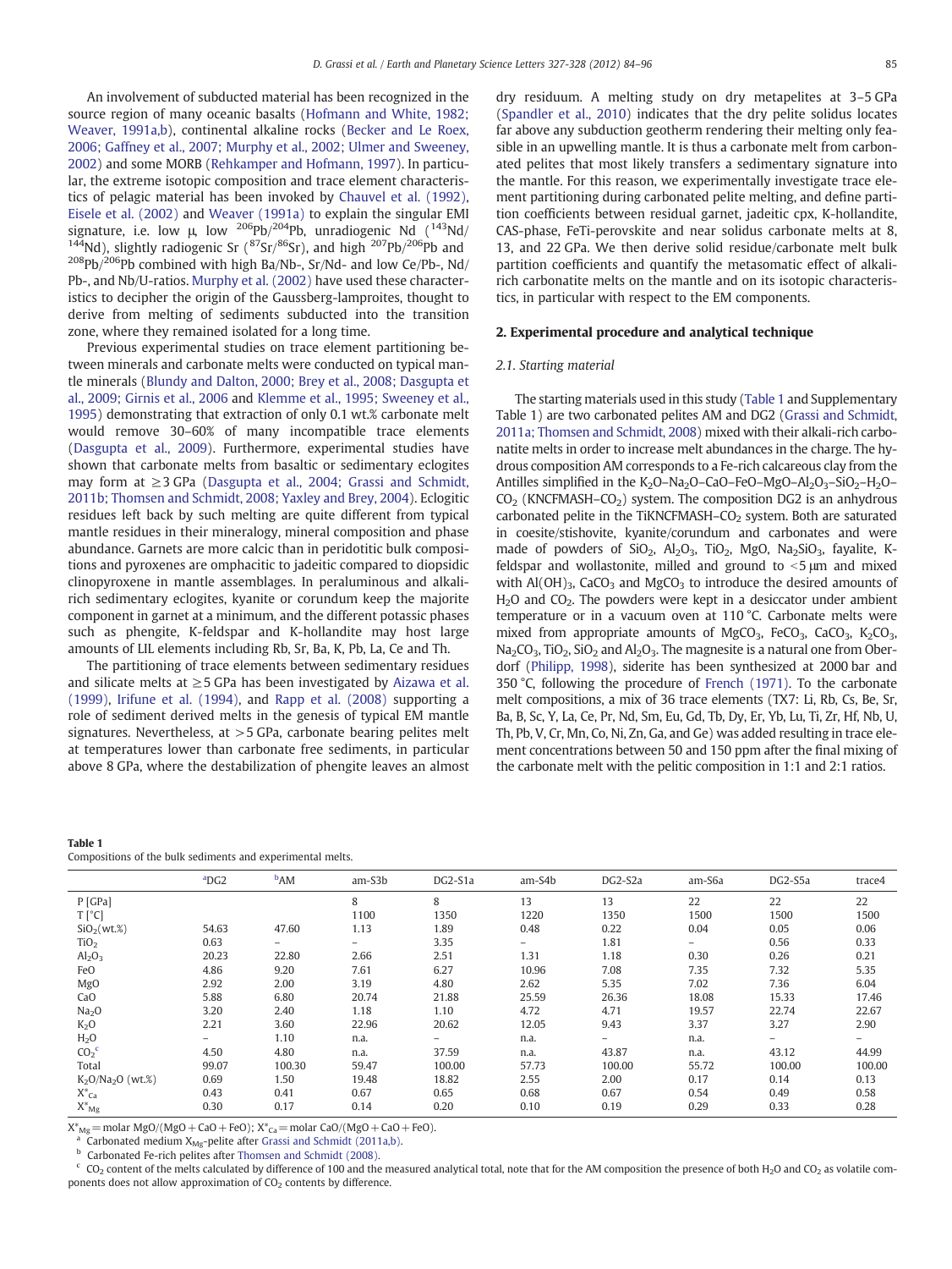An involvement of subducted material has been recognized in the source region of many oceanic basalts (Hofmann and White, 1982; Weaver, 1991a,b), continental alkaline rocks (Becker and Le Roex, 2006; Gaffney et al., 2007; Murphy et al., 2002; Ulmer and Sweeney, 2002) and some MORB (Rehkamper and Hofmann, 1997). In particular, the extreme isotopic composition and trace element characteristics of pelagic material has been invoked by Chauvel et al. (1992), Eisele et al. (2002) and Weaver (1991a) to explain the singular EMI signature, i.e. low μ, low $^{206}Pb/^{204}Pb$, unradiogenic Nd ($^{143}Nd/^{144}Nd$), slightly radiogenic Sr ($^{87}Sr/^{86}Sr$), and high $^{207}Pb/^{206}Pb$ and $^{208}Pb/^{206}Pb$ combined with high Ba/Nb-, Sr/Nd- and low Ce/Pb-, Nd/Pb-, and Nb/U-ratios. Murphy et al. (2002) have used these characteristics to decipher the origin of the Gaussberg-lamproites, thought to derive from melting of sediments subducted into the transition zone, where they remained isolated for a long time.

Previous experimental studies on trace element partitioning between minerals and carbonate melts were conducted on typical mantle minerals (Blundy and Dalton, 2000; Brey et al., 2008; Dasgupta et al., 2009; Girnis et al., 2006 and Klemme et al., 1995; Sweeney et al., 1995) demonstrating that extraction of only 0.1 wt.% carbonate melt would remove 30–60% of many incompatible trace elements (Dasgupta et al., 2009). Furthermore, experimental studies have shown that carbonate melts from basaltic or sedimentary eclogites may form at ≥3 GPa (Dasgupta et al., 2004; Grassi and Schmidt, 2011b; Thomsen and Schmidt, 2008; Yaxley and Brey, 2004). Eclogitic residues left back by such melting are quite different from typical mantle residues in their mineralogy, mineral composition and phase abundance. Garnets are more calcic than in peridotitic bulk compositions and pyroxenes are omphacitic to jadeitic compared to diopsidic clinopyroxene in mantle assemblages. In peraluminous and alkali-rich sedimentary eclogites, kyanite or corundum keep the majorite component in garnet at a minimum, and the different potassic phases such as phengite, K-feldspar and K-hollandite may host large amounts of LIL elements including Rb, Sr, Ba, K, Pb, La, Ce and Th.

The partitioning of trace elements between sedimentary residues and silicate melts at ≥5 GPa has been investigated by Aizawa et al. (1999), Irifune et al. (1994), and Rapp et al. (2008) supporting a role of sediment derived melts in the genesis of typical EM mantle signatures. Nevertheless, at >5 GPa, carbonate bearing pelites melt at temperatures lower than carbonate free sediments, in particular above 8 GPa, where the destabilization of phengite leaves an almost dry residuum. A melting study on dry metapelites at 3–5 GPa (Spandler et al., 2010) indicates that the dry pelite solidus locates far above any subduction geotherm rendering their melting only feasible in an upwelling mantle. It is thus a carbonate melt from carbonated pelites that most likely transfers a sedimentary signature into the mantle. For this reason, we experimentally investigate trace element partitioning during carbonated pelite melting, and define partition coefficients between residual garnet, jadeitic cpx, K-hollandite, CAS-phase, FeTi-perovskite and near solidus carbonate melts at 8, 13, and 22 GPa. We then derive solid residue/carbonate melt bulk partition coefficients and quantify the metasomatic effect of alkali-rich carbonatite melts on the mantle and on its isotopic characteristics, in particular with respect to the EM components.

## 2. Experimental procedure and analytical technique

### 2.1. Starting material

The starting materials used in this study (Table 1 and Supplementary Table 1) are two carbonated pelites AM and DG2 (Grassi and Schmidt, 2011a; Thomsen and Schmidt, 2008) mixed with their alkali-rich carbonatite melts in order to increase melt abundances in the charge. The hydrous composition AM corresponds to a Fe-rich calcareous clay from the Antilles simplified in the $K_2O$–$Na_2O$–CaO–FeO–MgO–$Al_2O_3$–$SiO_2$–$H_2O$–$CO_2$ (KNCFMASH–$CO_2$) system. The composition DG2 is an anhydrous carbonated pelite in the TiKNCFMASH–$CO_2$ system. Both are saturated in coesite/stishovite, kyanite/corundum and carbonates and were made of powders of $SiO_2$, $Al_2O_3$, $TiO_2$, MgO, $Na_2SiO_3$, fayalite, K-feldspar and wollastonite, milled and ground to <5 μm and mixed with $Al(OH)_3$, $CaCO_3$ and $MgCO_3$ to introduce the desired amounts of $H_2O$ and $CO_2$. The powders were kept in a desiccator under ambient temperature or in a vacuum oven at 110 °C. Carbonate melts were mixed from appropriate amounts of $MgCO_3$, $FeCO_3$, $CaCO_3$, $K_2CO_3$, $Na_2CO_3$, $TiO_2$, $SiO_2$ and $Al_2O_3$. The magnesite is a natural one from Oberdorf (Philipp, 1998), siderite has been synthesized at 2000 bar and 350 °C, following the procedure of French (1971). To the carbonate melt compositions, a mix of 36 trace elements (TX7: Li, Rb, Cs, Be, Sr, Ba, B, Sc, Y, La, Ce, Pr, Nd, Sm, Eu, Gd, Tb, Dy, Er, Yb, Lu, Ti, Zr, Hf, Nb, U, Th, Pb, V, Cr, Mn, Co, Ni, Zn, Ga, and Ge) was added resulting in trace element concentrations between 50 and 150 ppm after the final mixing of the carbonate melt with the pelitic composition in 1:1 and 2:1 ratios.

**Table 1**
Compositions of the bulk sediments and experimental melts.

| | [a]DG2 | [b]AM | am-S3b | DG2-S1a | am-S4b | DG2-S2a | am-S6a | DG2-S5a | trace4 |
|---|---|---|---|---|---|---|---|---|---|
| P [GPa] | | | 8 | 8 | 13 | 13 | 22 | 22 | 22 |
| T [°C] | | | 1100 | 1350 | 1220 | 1350 | 1500 | 1500 | 1500 |
| $SiO_2$(wt.%) | 54.63 | 47.60 | 1.13 | 1.89 | 0.48 | 0.22 | 0.04 | 0.05 | 0.06 |
| $TiO_2$ | 0.63 | – | – | 3.35 | – | 1.81 | – | 0.56 | 0.33 |
| $Al_2O_3$ | 20.23 | 22.80 | 2.66 | 2.51 | 1.31 | 1.18 | 0.30 | 0.26 | 0.21 |
| FeO | 4.86 | 9.20 | 7.61 | 6.27 | 10.96 | 7.08 | 7.35 | 7.32 | 5.35 |
| MgO | 2.92 | 2.00 | 3.19 | 4.80 | 2.62 | 5.35 | 7.02 | 7.36 | 6.04 |
| CaO | 5.88 | 6.80 | 20.74 | 21.88 | 25.59 | 26.36 | 18.08 | 15.33 | 17.46 |
| $Na_2O$ | 3.20 | 2.40 | 1.18 | 1.10 | 4.72 | 4.71 | 19.57 | 22.74 | 22.67 |
| $K_2O$ | 2.21 | 3.60 | 22.96 | 20.62 | 12.05 | 9.43 | 3.37 | 3.27 | 2.90 |
| $H_2O$ | – | 1.10 | n.a. | – | n.a. | – | n.a. | – | – |
| $CO_2$[c] | 4.50 | 4.80 | n.a. | 37.59 | n.a. | 43.87 | n.a. | 43.12 | 44.99 |
| Total | 99.07 | 100.30 | 59.47 | 100.00 | 57.73 | 100.00 | 55.72 | 100.00 | 100.00 |
| $K_2O/Na_2O$ (wt.%) | 0.69 | 1.50 | 19.48 | 18.82 | 2.55 | 2.00 | 0.17 | 0.14 | 0.13 |
| $X^*_{Ca}$ | 0.43 | 0.41 | 0.67 | 0.65 | 0.68 | 0.67 | 0.54 | 0.49 | 0.58 |
| $X^*_{Mg}$ | 0.30 | 0.17 | 0.14 | 0.20 | 0.10 | 0.19 | 0.29 | 0.33 | 0.28 |

$X^*_{Mg}$ = molar MgO/(MgO + CaO + FeO); $X^*_{Ca}$ = molar CaO/(MgO + CaO + FeO).

[a] Carbonated medium $X_{Mg}$-pelite after Grassi and Schmidt (2011a,b).

[b] Carbonated Fe-rich pelites after Thomsen and Schmidt (2008).

[c] $CO_2$ content of the melts calculated by difference of 100 and the measured analytical total, note that for the AM composition the presence of both $H_2O$ and $CO_2$ as volatile components does not allow approximation of $CO_2$ contents by difference.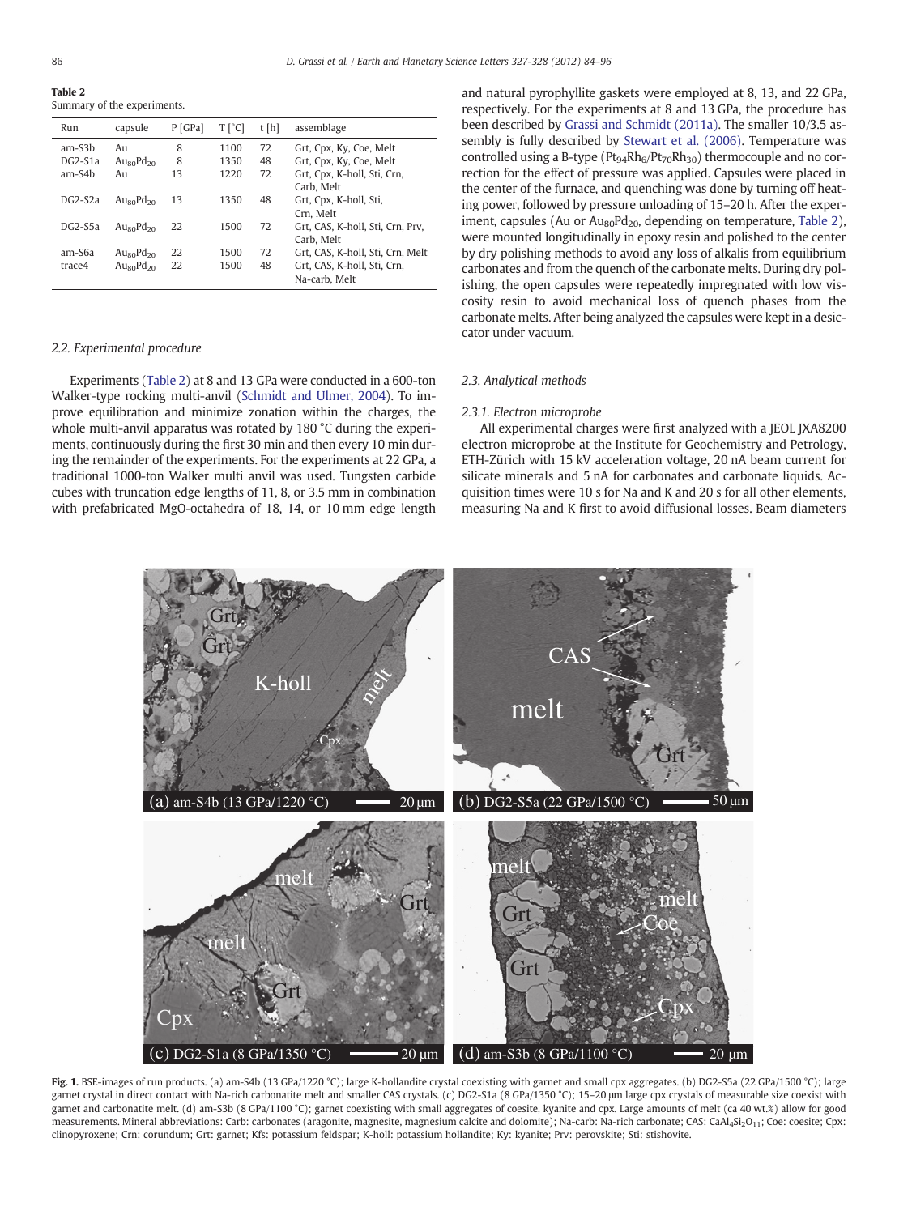**Table 2**
Summary of the experiments.

| Run | capsule | P [GPa] | T [°C] | t [h] | assemblage |
|---|---|---|---|---|---|
| am-S3b | Au | 8 | 1100 | 72 | Grt, Cpx, Ky, Coe, Melt |
| DG2-S1a | $Au_{80}Pd_{20}$ | 8 | 1350 | 48 | Grt, Cpx, Ky, Coe, Melt |
| am-S4b | Au | 13 | 1220 | 72 | Grt, Cpx, K-holl, Sti, Crn, Carb, Melt |
| DG2-S2a | $Au_{80}Pd_{20}$ | 13 | 1350 | 48 | Grt, Cpx, K-holl, Sti, Crn, Melt |
| DG2-S5a | $Au_{80}Pd_{20}$ | 22 | 1500 | 72 | Grt, CAS, K-holl, Sti, Crn, Prv, Carb, Melt |
| am-S6a | $Au_{80}Pd_{20}$ | 22 | 1500 | 72 | Grt, CAS, K-holl, Sti, Crn, Melt |
| trace4 | $Au_{80}Pd_{20}$ | 22 | 1500 | 48 | Grt, CAS, K-holl, Sti, Crn, Na-carb, Melt |

### 2.2. Experimental procedure

Experiments (Table 2) at 8 and 13 GPa were conducted in a 600-ton Walker-type rocking multi-anvil (Schmidt and Ulmer, 2004). To improve equilibration and minimize zonation within the charges, the whole multi-anvil apparatus was rotated by 180 °C during the experiments, continuously during the first 30 min and then every 10 min during the remainder of the experiments. For the experiments at 22 GPa, a traditional 1000-ton Walker multi anvil was used. Tungsten carbide cubes with truncation edge lengths of 11, 8, or 3.5 mm in combination with prefabricated MgO-octahedra of 18, 14, or 10 mm edge length and natural pyrophyllite gaskets were employed at 8, 13, and 22 GPa, respectively. For the experiments at 8 and 13 GPa the procedure has been described by Grassi and Schmidt (2011a). The smaller 10/3.5 assembly is fully described by Stewart et al. (2006). Temperature was controlled using a B-type ($Pt_{94}Rh_6$/$Pt_{70}Rh_{30}$) thermocouple and no correction for the effect of pressure was applied. Capsules were placed in the center of the furnace, and quenching was done by turning off heating power, followed by pressure unloading of 15–20 h. After the experiment, capsules (Au or $Au_{80}Pd_{20}$, depending on temperature, Table 2), were mounted longitudinally in epoxy resin and polished to the center by dry polishing methods to avoid any loss of alkalis from equilibrium carbonates and from the quench of the carbonate melts. During dry polishing, the open capsules were repeatedly impregnated with low viscosity resin to avoid mechanical loss of quench phases from the carbonate melts. After being analyzed the capsules were kept in a desiccator under vacuum.

### 2.3. Analytical methods

#### 2.3.1. Electron microprobe

All experimental charges were first analyzed with a JEOL JXA8200 electron microprobe at the Institute for Geochemistry and Petrology, ETH-Zürich with 15 kV acceleration voltage, 20 nA beam current for silicate minerals and 5 nA for carbonates and carbonate liquids. Acquisition times were 10 s for Na and K and 20 s for all other elements, measuring Na and K first to avoid diffusional losses. Beam diameters

**Fig. 1.** BSE-images of run products. (a) am-S4b (13 GPa/1220 °C); large K-hollandite crystal coexisting with garnet and small cpx aggregates. (b) DG2-S5a (22 GPa/1500 °C); large garnet crystal in direct contact with Na-rich carbonatite melt and smaller CAS crystals. (c) DG2-S1a (8 GPa/1350 °C); 15–20 μm large cpx crystals of measurable size coexist with garnet and carbonatite melt. (d) am-S3b (8 GPa/1100 °C); garnet coexisting with small aggregates of coesite, kyanite and cpx. Large amounts of melt (ca 40 wt.%) allow for good measurements. Mineral abbreviations: Carb: carbonates (aragonite, magnesite, magnesium calcite and dolomite); Na-carb: Na-rich carbonate; CAS: $CaAl_4Si_2O_{11}$; Coe: coesite; Cpx: clinopyroxene; Crn: corundum; Grt: garnet; Kfs: potassium feldspar; K-holl: potassium hollandite; Ky: kyanite; Prv: perovskite; Sti: stishovite.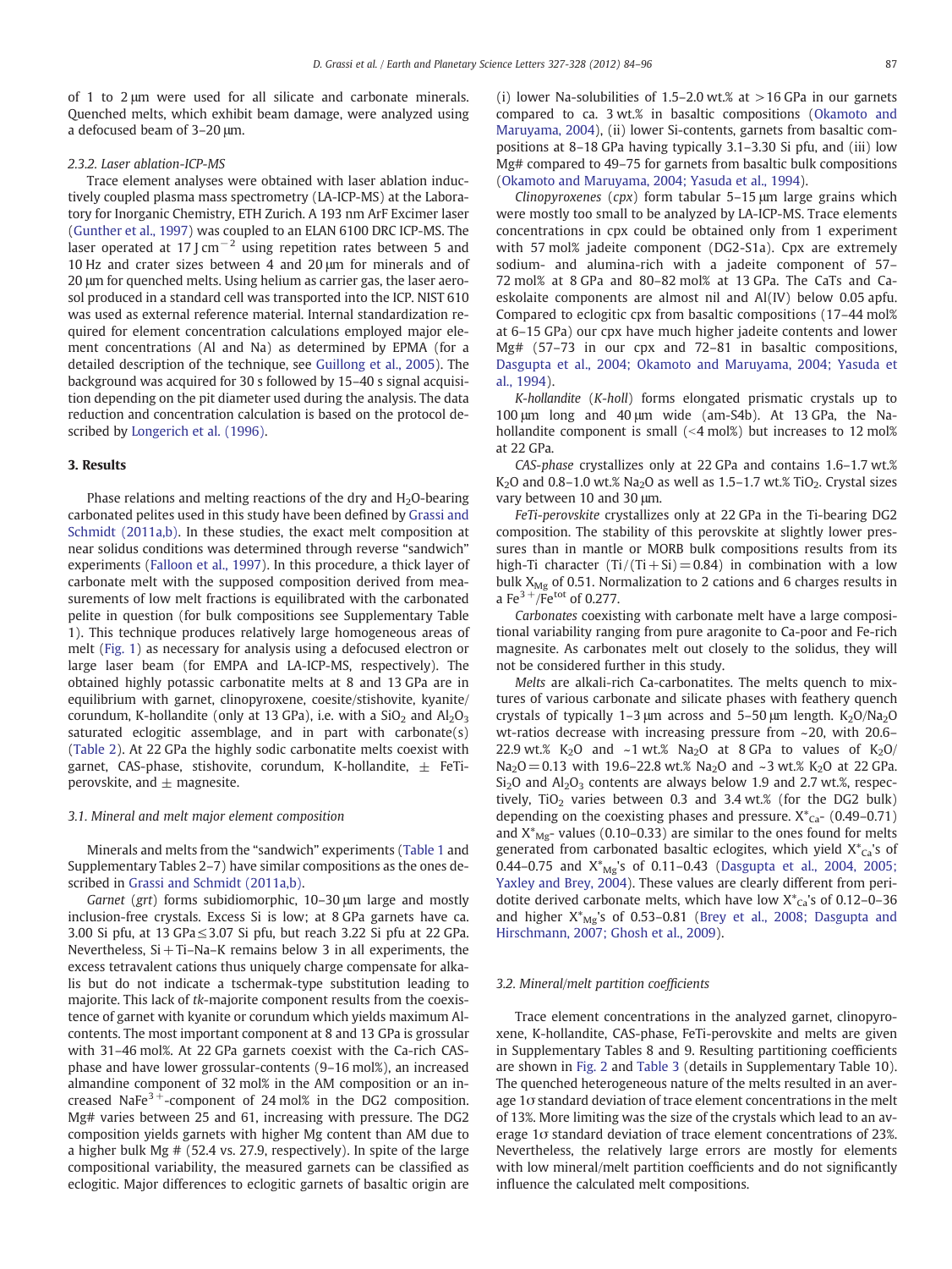of 1 to 2 μm were used for all silicate and carbonate minerals. Quenched melts, which exhibit beam damage, were analyzed using a defocused beam of 3–20 μm.

#### 2.3.2. Laser ablation-ICP-MS

Trace element analyses were obtained with laser ablation inductively coupled plasma mass spectrometry (LA-ICP-MS) at the Laboratory for Inorganic Chemistry, ETH Zurich. A 193 nm ArF Excimer laser (Gunther et al., 1997) was coupled to an ELAN 6100 DRC ICP-MS. The laser operated at 17 J $cm^{-2}$ using repetition rates between 5 and 10 Hz and crater sizes between 4 and 20 μm for minerals and of 20 μm for quenched melts. Using helium as carrier gas, the laser aerosol produced in a standard cell was transported into the ICP. NIST 610 was used as external reference material. Internal standardization required for element concentration calculations employed major element concentrations (Al and Na) as determined by EPMA (for a detailed description of the technique, see Guillong et al., 2005). The background was acquired for 30 s followed by 15–40 s signal acquisition depending on the pit diameter used during the analysis. The data reduction and concentration calculation is based on the protocol described by Longerich et al. (1996).

## 3. Results

Phase relations and melting reactions of the dry and $H_2O$-bearing carbonated pelites used in this study have been defined by Grassi and Schmidt (2011a,b). In these studies, the exact melt composition at near solidus conditions was determined through reverse "sandwich" experiments (Falloon et al., 1997). In this procedure, a thick layer of carbonate melt with the supposed composition derived from measurements of low melt fractions is equilibrated with the carbonated pelite in question (for bulk compositions see Supplementary Table 1). This technique produces relatively large homogeneous areas of melt (Fig. 1) as necessary for analysis using a defocused electron or large laser beam (for EMPA and LA-ICP-MS, respectively). The obtained highly potassic carbonatite melts at 8 and 13 GPa are in equilibrium with garnet, clinopyroxene, coesite/stishovite, kyanite/corundum, K-hollandite (only at 13 GPa), i.e. with a $SiO_2$ and $Al_2O_3$ saturated eclogitic assemblage, and in part with carbonate(s) (Table 2). At 22 GPa the highly sodic carbonatite melts coexist with garnet, CAS-phase, stishovite, corundum, K-hollandite, ± FeTi-perovskite, and ± magnesite.

### 3.1. Mineral and melt major element composition

Minerals and melts from the "sandwich" experiments (Table 1 and Supplementary Tables 2–7) have similar compositions as the ones described in Grassi and Schmidt (2011a,b).

*Garnet* (*grt*) forms subidiomorphic, 10–30 μm large and mostly inclusion-free crystals. Excess Si is low; at 8 GPa garnets have ca. 3.00 Si pfu, at 13 GPa ≤ 3.07 Si pfu, but reach 3.22 Si pfu at 22 GPa. Nevertheless, Si + Ti–Na–K remains below 3 in all experiments, the excess tetravalent cations thus uniquely charge compensate for alkalis but do not indicate a tschermak-type substitution leading to majorite. This lack of *tk*-majorite component results from the coexistence of garnet with kyanite or corundum which yields maximum Al-contents. The most important component at 8 and 13 GPa is grossular with 31–46 mol%. At 22 GPa garnets coexist with the Ca-rich CAS-phase and have lower grossular-contents (9–16 mol%), an increased almandine component of 32 mol% in the AM composition or an increased $NaFe^{3+}$-component of 24 mol% in the DG2 composition. Mg# varies between 25 and 61, increasing with pressure. The DG2 composition yields garnets with higher Mg content than AM due to a higher bulk Mg # (52.4 vs. 27.9, respectively). In spite of the large compositional variability, the measured garnets can be classified as eclogitic. Major differences to eclogitic garnets of basaltic origin are (i) lower Na-solubilities of 1.5–2.0 wt.% at > 16 GPa in our garnets compared to ca. 3 wt.% in basaltic compositions (Okamoto and Maruyama, 2004), (ii) lower Si-contents, garnets from basaltic compositions at 8–18 GPa having typically 3.1–3.30 Si pfu, and (iii) low Mg# compared to 49–75 for garnets from basaltic bulk compositions (Okamoto and Maruyama, 2004; Yasuda et al., 1994).

*Clinopyroxenes* (*cpx*) form tabular 5–15 μm large grains which were mostly too small to be analyzed by LA-ICP-MS. Trace elements concentrations in cpx could be obtained only from 1 experiment with 57 mol% jadeite component (DG2-S1a). Cpx are extremely sodium- and alumina-rich with a jadeite component of 57–72 mol% at 8 GPa and 80–82 mol% at 13 GPa. The CaTs and Ca-eskolaite components are almost nil and Al(IV) below 0.05 apfu. Compared to eclogitic cpx from basaltic compositions (17–44 mol% at 6–15 GPa) our cpx have much higher jadeite contents and lower Mg# (57–73 in our cpx and 72–81 in basaltic compositions, Dasgupta et al., 2004; Okamoto and Maruyama, 2004; Yasuda et al., 1994).

*K-hollandite* (*K-holl*) forms elongated prismatic crystals up to 100 μm long and 40 μm wide (am-S4b). At 13 GPa, the Na-hollandite component is small (<4 mol%) but increases to 12 mol% at 22 GPa.

*CAS-phase* crystallizes only at 22 GPa and contains 1.6–1.7 wt.% $K_2O$ and 0.8–1.0 wt.% $Na_2O$ as well as 1.5–1.7 wt.% $TiO_2$. Crystal sizes vary between 10 and 30 μm.

*FeTi-perovskite* crystallizes only at 22 GPa in the Ti-bearing DG2 composition. The stability of this perovskite at slightly lower pressures than in mantle or MORB bulk compositions results from its high-Ti character (Ti/(Ti + Si) = 0.84) in combination with a low bulk $X_{Mg}$ of 0.51. Normalization to 2 cations and 6 charges results in a $Fe^{3+}/Fe^{tot}$ of 0.277.

*Carbonates* coexisting with carbonate melt have a large compositional variability ranging from pure aragonite to Ca-poor and Fe-rich magnesite. As carbonates melt out closely to the solidus, they will not be considered further in this study.

*Melts* are alkali-rich Ca-carbonatites. The melts quench to mixtures of various carbonate and silicate phases with feathery quench crystals of typically 1–3 μm across and 5–50 μm length. $K_2O/Na_2O$ wt-ratios decrease with increasing pressure from ~20, with 20.6–22.9 wt.% $K_2O$ and ~1 wt.% $Na_2O$ at 8 GPa to values of $K_2O/Na_2O$ = 0.13 with 19.6–22.8 wt.% $Na_2O$ and ~3 wt.% $K_2O$ at 22 GPa. $Si_2O$ and $Al_2O_3$ contents are always below 1.9 and 2.7 wt.%, respectively, $TiO_2$ varies between 0.3 and 3.4 wt.% (for the DG2 bulk) depending on the coexisting phases and pressure. $X^*_{Ca}$- (0.49–0.71) and $X^*_{Mg}$- values (0.10–0.33) are similar to the ones found for melts generated from carbonated basaltic eclogites, which yield $X^*_{Ca}$'s of 0.44–0.75 and $X^*_{Mg}$'s of 0.11–0.43 (Dasgupta et al., 2004, 2005; Yaxley and Brey, 2004). These values are clearly different from peridotite derived carbonate melts, which have low $X^*_{Ca}$'s of 0.12–0–36 and higher $X^*_{Mg}$'s of 0.53–0.81 (Brey et al., 2008; Dasgupta and Hirschmann, 2007; Ghosh et al., 2009).

### 3.2. Mineral/melt partition coefficients

Trace element concentrations in the analyzed garnet, clinopyroxene, K-hollandite, CAS-phase, FeTi-perovskite and melts are given in Supplementary Tables 8 and 9. Resulting partitioning coefficients are shown in Fig. 2 and Table 3 (details in Supplementary Table 10). The quenched heterogeneous nature of the melts resulted in an average 1σ standard deviation of trace element concentrations in the melt of 13%. More limiting was the size of the crystals which lead to an average 1σ standard deviation of trace element concentrations of 23%. Nevertheless, the relatively large errors are mostly for elements with low mineral/melt partition coefficients and do not significantly influence the calculated melt compositions.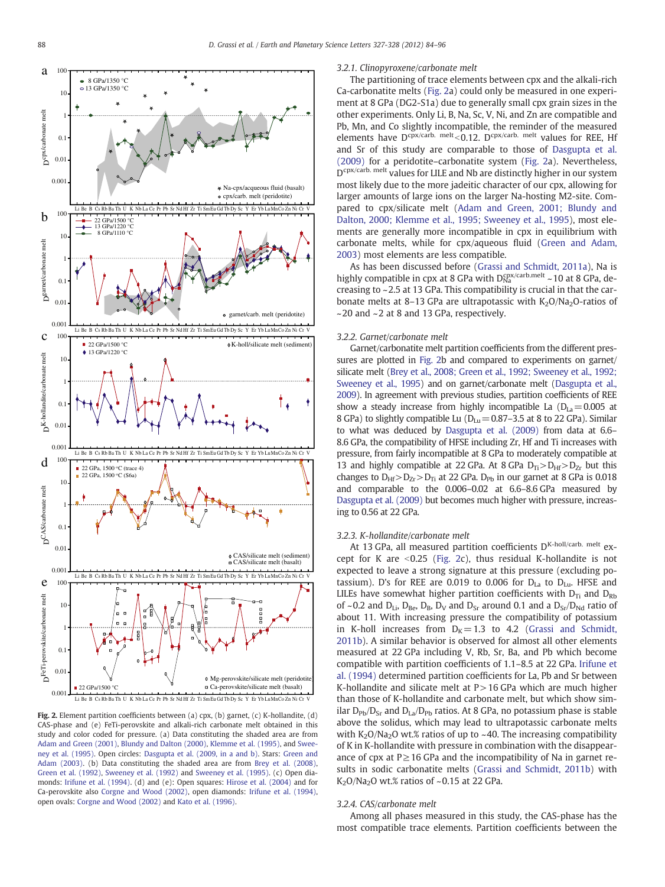a

8 GPa/1350 °C
13 GPa/1350 °C

$D^{cpx/carbonate\ melt}$

100
10
1
0.1
0.01
0.001

Na-cpx/acqueous fluid (basalt)
cpx/carb. melt (peridotite)

Li Be B Cs Rb Ba Th U K Nb La Ce Pr Pb Sr Nd Hf Zr Ti Sm Eu Gd Tb Dy Sc Y Er Yb Lu Mn Co Zn Ni Cr V

b

22 GPa/1500 °C
13 GPa/1220 °C
8 GPa/1110 °C

$D^{garnet/carbonate\ melt}$

100
10
1
0.1
0.01
0.001

garnet/carb. melt (peridotite)

Li Be B Cs Rb Ba Th U K Nb La Ce Pr Pb Sr Nd Hf Zr Ti Sm Eu Gd Tb Dy Sc Y Er Yb Lu Mn Co Zn Ni Cr V

c

22 GPa/1500 °C
13 GPa/1220 °C

K-holl/silicate melt (sediment)

$D^{K\text{-}hollandite/carbonate\ melt}$

100
10
1
0.1
0.01
0.001

Li Be B Cs Rb Ba Th U K Nb La Ce Pr Pb Sr Nd Hf Zr Ti Sm Eu Gd Tb Dy Sc Y Er Yb Lu Mn Co Zn Ni Cr V

d

22 GPa, 1500 °C (trace 4)
22 GPa, 1500 °C (S6a)

$D^{CAS/carbonate\ melt}$

100
10
1
0.1
0.01
0.001

CAS/silicate melt (sediment)
CAS/silicate melt (basalt)

Li Be B Cs Rb Ba Th U K Nb La Ce Pr Pb Sr Nd Hf Zr Ti Sm Eu Gd Tb Dy Sc Y Er Yb Lu Mn Co Zn Ni Cr V

e

$D^{FeTi\text{-}perovskite/carbonate\ melt}$

100
10
1
0.1
0.01
0.001

Mg-perovskite/silicate melt (peridotite)
Ca-perovskite/silicate melt (basalt)

22 GPa/1500 °C

Li Be B Cs Rb Ba Th U K Nb La Ce Pr Pb Sr Nd Hf Zr Ti Sm Eu Gd Tb Dy Sc Y Er Yb Lu Mn Co Zn Ni Cr V

**Fig. 2.** Element partition coefficients between (a) cpx, (b) garnet, (c) K-hollandite, (d) CAS-phase and (e) FeTi-perovskite and alkali-rich carbonate melt obtained in this study and color coded for pressure. (a) Data constituting the shaded area are from Adam and Green (2001), Blundy and Dalton (2000), Klemme et al. (1995), and Sweeney et al. (1995). Open circles: Dasgupta et al. (2009, in a and b). Stars: Green and Adam (2003). (b) Data constituting the shaded area are from Brey et al. (2008), Green et al. (1992), Sweeney et al. (1992) and Sweeney et al. (1995). (c) Open diamonds: Irifune et al. (1994). (d) and (e): Open squares: Hirose et al. (2004) and for Ca-perovskite also Corgne and Wood (2002), open diamonds: Irifune et al. (1994), open ovals: Corgne and Wood (2002) and Kato et al. (1996).

### 3.2.1. Clinopyroxene/carbonate melt

The partitioning of trace elements between cpx and the alkali-rich Ca-carbonatite melts (Fig. 2a) could only be measured in one experiment at 8 GPa (DG2-S1a) due to generally small cpx grain sizes in the other experiments. Only Li, B, Na, Sc, V, Ni, and Zn are compatible and Pb, Mn, and Co slightly incompatible, the reminder of the measured elements have $D^{cpx/carb.\ melt} < 0.12$. $D^{cpx/carb.\ melt}$ values for REE, Hf and Sr of this study are comparable to those of Dasgupta et al. (2009) for a peridotite–carbonatite system (Fig. 2a). Nevertheless, $D^{cpx/carb.\ melt}$ values for LILE and Nb are distinctly higher in our system most likely due to the more jadeitic character of our cpx, allowing for larger amounts of large ions on the larger Na-hosting M2-site. Compared to cpx/silicate melt (Adam and Green, 2001; Blundy and Dalton, 2000; Klemme et al., 1995; Sweeney et al., 1995), most elements are generally more incompatible in cpx in equilibrium with carbonate melts, while for cpx/aqueous fluid (Green and Adam, 2003) most elements are less compatible.

As has been discussed before (Grassi and Schmidt, 2011a), Na is highly compatible in cpx at 8 GPa with $D_{Na}^{cpx/carb.melt} \sim 10$ at 8 GPa, decreasing to ~2.5 at 13 GPa. This compatibility is crucial in that the carbonate melts at 8–13 GPa are ultrapotassic with $K_2O/Na_2O$-ratios of ~20 and ~2 at 8 and 13 GPa, respectively.

### 3.2.2. Garnet/carbonate melt

Garnet/carbonatite melt partition coefficients from the different pressures are plotted in Fig. 2b and compared to experiments on garnet/silicate melt (Brey et al., 2008; Green et al., 1992; Sweeney et al., 1992; Sweeney et al., 1995) and on garnet/carbonate melt (Dasgupta et al., 2009). In agreement with previous studies, partition coefficients of REE show a steady increase from highly incompatible La ($D_{La} = 0.005$ at 8 GPa) to slightly compatible Lu ($D_{Lu} = 0.87$–3.5 at 8 to 22 GPa). Similar to what was deduced by Dasgupta et al. (2009) from data at 6.6–8.6 GPa, the compatibility of HFSE including Zr, Hf and Ti increases with pressure, from fairly incompatible at 8 GPa to moderately compatible at 13 and highly compatible at 22 GPa. At 8 GPa $D_{Ti} > D_{Hf} > D_{Zr}$ but this changes to $D_{Hf} > D_{Zr} > D_{Ti}$ at 22 GPa. $D_{Pb}$ in our garnet at 8 GPa is 0.018 and comparable to the 0.006–0.02 at 6.6–8.6 GPa measured by Dasgupta et al. (2009) but becomes much higher with pressure, increasing to 0.56 at 22 GPa.

### 3.2.3. K-hollandite/carbonate melt

At 13 GPa, all measured partition coefficients $D^{K\text{-}holl/carb.\ melt}$ except for K are <0.25 (Fig. 2c), thus residual K-hollandite is not expected to leave a strong signature at this pressure (excluding potassium). D's for REE are 0.019 to 0.006 for $D_{La}$ to $D_{Lu}$. HFSE and LILEs have somewhat higher partition coefficients with $D_{Ti}$ and $D_{Rb}$ of ~0.2 and $D_{Li}$, $D_{Be}$, $D_B$, $D_V$ and $D_{Sr}$ around 0.1 and a $D_{Sr}/D_{Nd}$ ratio of about 11. With increasing pressure the compatibility of potassium in K-holl increases from $D_K = 1.3$ to 4.2 (Grassi and Schmidt, 2011b). A similar behavior is observed for almost all other elements measured at 22 GPa including V, Rb, Sr, Ba, and Pb which become compatible with partition coefficients of 1.1–8.5 at 22 GPa. Irifune et al. (1994) determined partition coefficients for La, Pb and Sr between K-hollandite and silicate melt at P > 16 GPa which are much higher than those of K-hollandite and carbonate melt, but which show similar $D_{Pb}/D_{Sr}$ and $D_{La}/D_{Pb}$ ratios. At 8 GPa, no potassium phase is stable above the solidus, which may lead to ultrapotassic carbonate melts with $K_2O/Na_2O$ wt.% ratios of up to ~40. The increasing compatibility of K in K-hollandite with pressure in combination with the disappearance of cpx at P ≥ 16 GPa and the incompatibility of Na in garnet results in sodic carbonatite melts (Grassi and Schmidt, 2011b) with $K_2O/Na_2O$ wt.% ratios of ~0.15 at 22 GPa.

### 3.2.4. CAS/carbonate melt

Among all phases measured in this study, the CAS-phase has the most compatible trace elements. Partition coefficients between the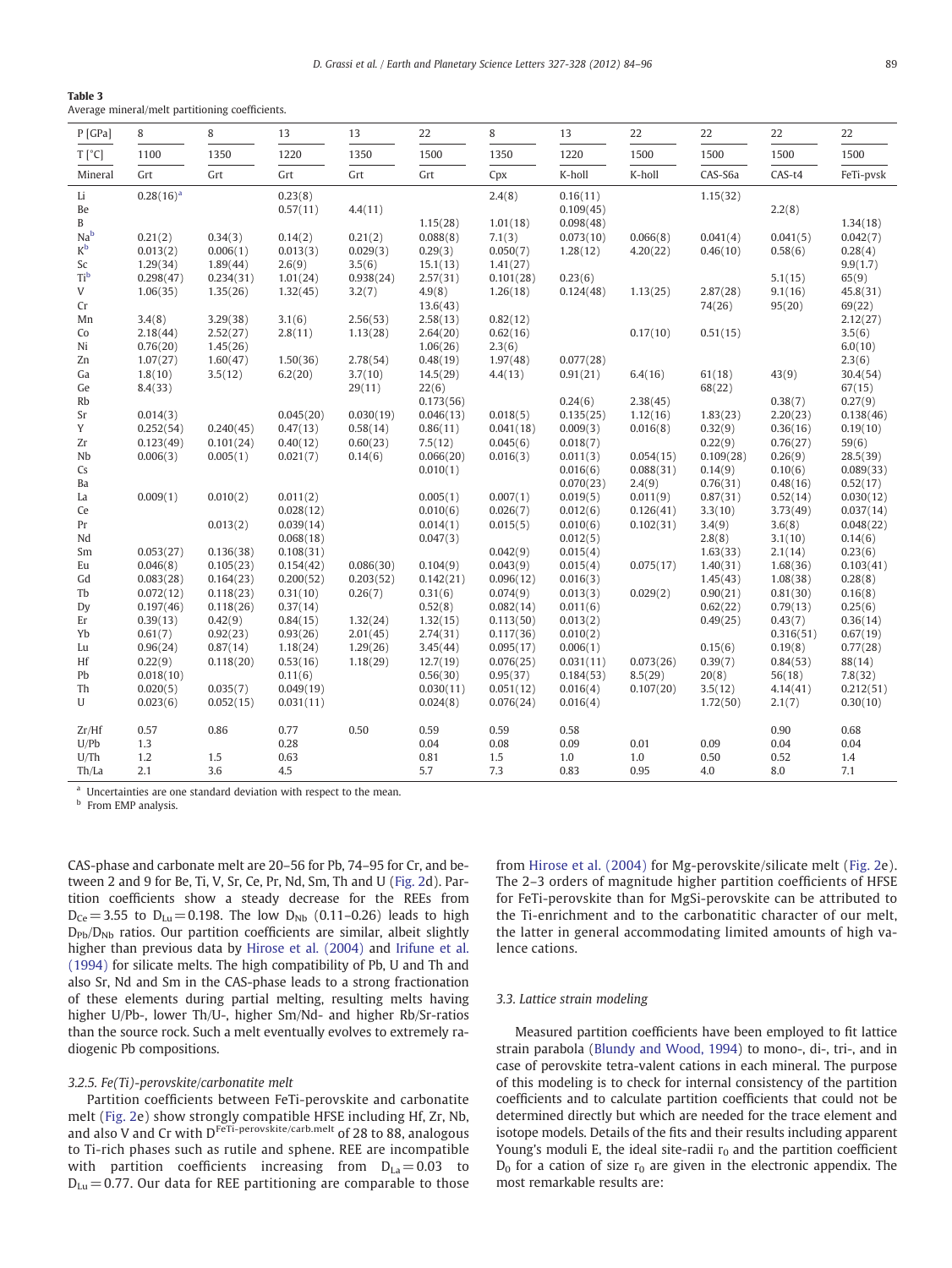**Table 3**
Average mineral/melt partitioning coefficients.

| P [GPa] | 8 | 8 | 13 | 13 | 22 | 8 | 13 | 22 | 22 | 22 | 22 |
|---|---|---|---|---|---|---|---|---|---|---|---|
| T [°C] | 1100 | 1350 | 1220 | 1350 | 1500 | 1350 | 1220 | 1500 | 1500 | 1500 | 1500 |
| Mineral | Grt | Grt | Grt | Grt | Grt | Cpx | K-holl | K-holl | CAS-S6a | CAS-t4 | FeTi-pvsk |
| Li | 0.28(16)[a] | | 0.23(8) | | | 2.4(8) | 0.16(11) | | 1.15(32) | | |
| Be | | | 0.57(11) | 4.4(11) | | | 0.109(45) | | | 2.2(8) | |
| B | | | | | 1.15(28) | 1.01(18) | 0.098(48) | | | | 1.34(18) |
| Na[b] | 0.21(2) | 0.34(3) | 0.14(2) | 0.21(2) | 0.088(8) | 7.1(3) | 0.073(10) | 0.066(8) | 0.041(4) | 0.041(5) | 0.042(7) |
| K[b] | 0.013(2) | 0.006(1) | 0.013(3) | 0.029(3) | 0.29(3) | 0.050(7) | 1.28(12) | 4.20(22) | 0.46(10) | 0.58(6) | 0.28(4) |
| Sc | 1.29(34) | 1.89(44) | 2.6(9) | 3.5(6) | 15.1(13) | 1.41(27) | | | | | 9.9(1.7) |
| Ti[b] | 0.298(47) | 0.234(31) | 1.01(24) | 0.938(24) | 2.57(31) | 0.101(28) | 0.23(6) | | | 5.1(15) | 65(9) |
| V | 1.06(35) | 1.35(26) | 1.32(45) | 3.2(7) | 4.9(8) | 1.26(18) | 0.124(48) | 1.13(25) | 2.87(28) | 9.1(16) | 45.8(31) |
| Cr | | | | | 13.6(43) | | | | 74(26) | 95(20) | 69(22) |
| Mn | 3.4(8) | 3.29(38) | 3.1(6) | 2.56(53) | 2.58(13) | 0.82(12) | | | | | 2.12(27) |
| Co | 2.18(44) | 2.52(27) | 2.8(11) | 1.13(28) | 2.64(20) | 0.62(16) | | 0.17(10) | 0.51(15) | | 3.5(6) |
| Ni | 0.76(20) | 1.45(26) | | | 1.06(26) | 2.3(6) | | | | | 6.0(10) |
| Zn | 1.07(27) | 1.60(47) | 1.50(36) | 2.78(54) | 0.48(19) | 1.97(48) | 0.077(28) | | | | 2.3(6) |
| Ga | 1.8(10) | 3.5(12) | 6.2(20) | 3.7(10) | 14.5(29) | 4.4(13) | 0.91(21) | 6.4(16) | 61(18) | 43(9) | 30.4(54) |
| Ge | 8.4(33) | | | 29(11) | 22(6) | | | | 68(22) | | 67(15) |
| Rb | | | | | 0.173(56) | | 0.24(6) | 2.38(45) | | 0.38(7) | 0.27(9) |
| Sr | 0.014(3) | | 0.045(20) | 0.030(19) | 0.046(13) | 0.018(5) | 0.135(25) | 1.12(16) | 1.83(23) | 2.20(23) | 0.138(46) |
| Y | 0.252(54) | 0.240(45) | 0.47(13) | 0.58(14) | 0.86(11) | 0.041(18) | 0.009(3) | 0.016(8) | 0.32(9) | 0.36(16) | 0.19(10) |
| Zr | 0.123(49) | 0.101(24) | 0.40(12) | 0.60(23) | 7.5(12) | 0.045(6) | 0.018(7) | | 0.22(9) | 0.76(27) | 59(6) |
| Nb | 0.006(3) | 0.005(1) | 0.021(7) | 0.14(6) | 0.066(20) | 0.016(3) | 0.011(3) | 0.054(15) | 0.109(28) | 0.26(9) | 28.5(39) |
| Cs | | | | | 0.010(1) | | 0.016(6) | 0.088(31) | 0.14(9) | 0.10(6) | 0.089(33) |
| Ba | | | | | | | 0.070(23) | 2.4(9) | 0.76(31) | 0.48(16) | 0.52(17) |
| La | 0.009(1) | 0.010(2) | 0.011(2) | | 0.005(1) | 0.007(1) | 0.019(5) | 0.011(9) | 0.87(31) | 0.52(14) | 0.030(12) |
| Ce | | | 0.028(12) | | 0.010(6) | 0.026(7) | 0.012(6) | 0.126(41) | 3.3(10) | 3.73(49) | 0.037(14) |
| Pr | | 0.013(2) | 0.039(14) | | 0.014(1) | 0.015(5) | 0.010(6) | 0.102(31) | 3.4(9) | 3.6(8) | 0.048(22) |
| Nd | | | 0.068(18) | | 0.047(3) | | 0.012(5) | | 2.8(8) | 3.1(10) | 0.14(6) |
| Sm | 0.053(27) | 0.136(38) | 0.108(31) | | | 0.042(9) | 0.015(4) | | 1.63(33) | 2.1(14) | 0.23(6) |
| Eu | 0.046(8) | 0.105(23) | 0.154(42) | 0.086(30) | 0.104(9) | 0.043(9) | 0.015(4) | 0.075(17) | 1.40(31) | 1.68(36) | 0.103(41) |
| Gd | 0.083(28) | 0.164(23) | 0.200(52) | 0.203(52) | 0.142(21) | 0.096(12) | 0.016(3) | | 1.45(43) | 1.08(38) | 0.28(8) |
| Tb | 0.072(12) | 0.118(23) | 0.31(10) | 0.26(7) | 0.31(6) | 0.074(9) | 0.013(3) | 0.029(2) | 0.90(21) | 0.81(30) | 0.16(8) |
| Dy | 0.197(46) | 0.118(26) | 0.37(14) | | 0.52(8) | 0.082(14) | 0.011(6) | | 0.62(22) | 0.79(13) | 0.25(6) |
| Er | 0.39(13) | 0.42(9) | 0.84(15) | 1.32(24) | 1.32(15) | 0.113(50) | 0.013(2) | | 0.49(25) | 0.43(7) | 0.36(14) |
| Yb | 0.61(7) | 0.92(23) | 0.93(26) | 2.01(45) | 2.74(31) | 0.117(36) | 0.010(2) | | | 0.316(51) | 0.67(19) |
| Lu | 0.96(24) | 0.87(14) | 1.18(24) | 1.29(26) | 3.45(44) | 0.095(17) | 0.006(1) | | 0.15(6) | 0.19(8) | 0.77(28) |
| Hf | 0.22(9) | 0.118(20) | 0.53(16) | 1.18(29) | 12.7(19) | 0.076(25) | 0.031(11) | 0.073(26) | 0.39(7) | 0.84(53) | 88(14) |
| Pb | 0.018(10) | | 0.11(6) | | 0.56(30) | 0.95(37) | 0.184(53) | 8.5(29) | 20(8) | 56(18) | 7.8(32) |
| Th | 0.020(5) | 0.035(7) | 0.049(19) | | 0.030(11) | 0.051(12) | 0.016(4) | 0.107(20) | 3.5(12) | 4.14(41) | 0.212(51) |
| U | 0.023(6) | 0.052(15) | 0.031(11) | | 0.024(8) | 0.076(24) | 0.016(4) | | 1.72(50) | 2.1(7) | 0.30(10) |
| Zr/Hf | 0.57 | 0.86 | 0.77 | 0.50 | 0.59 | 0.59 | 0.58 | | | 0.90 | 0.68 |
| U/Pb | 1.3 | | 0.28 | | 0.04 | 0.08 | 0.09 | 0.01 | 0.09 | 0.04 | 0.04 |
| U/Th | 1.2 | 1.5 | 0.63 | | 0.81 | 1.5 | 1.0 | 1.0 | 0.50 | 0.52 | 1.4 |
| Th/La | 2.1 | 3.6 | 4.5 | | 5.7 | 7.3 | 0.83 | 0.95 | 4.0 | 8.0 | 7.1 |

[a] Uncertainties are one standard deviation with respect to the mean.
[b] From EMP analysis.

CAS-phase and carbonate melt are 20–56 for Pb, 74–95 for Cr, and between 2 and 9 for Be, Ti, V, Sr, Ce, Pr, Nd, Sm, Th and U (Fig. 2d). Partition coefficients show a steady decrease for the REEs from $D_{Ce} = 3.55$ to $D_{Lu} = 0.198$. The low $D_{Nb}$ (0.11–0.26) leads to high $D_{Pb}/D_{Nb}$ ratios. Our partition coefficients are similar, albeit slightly higher than previous data by Hirose et al. (2004) and Irifune et al. (1994) for silicate melts. The high compatibility of Pb, U and Th and also Sr, Nd and Sm in the CAS-phase leads to a strong fractionation of these elements during partial melting, resulting melts having higher U/Pb-, lower Th/U-, higher Sm/Nd- and higher Rb/Sr-ratios than the source rock. Such a melt eventually evolves to extremely radiogenic Pb compositions.

### 3.2.5. Fe(Ti)-perovskite/carbonatite melt

Partition coefficients between FeTi-perovskite and carbonatite melt (Fig. 2e) show strongly compatible HFSE including Hf, Zr, Nb, and also V and Cr with $D^{FeTi\text{-}perovskite/carb.melt}$ of 28 to 88, analogous to Ti-rich phases such as rutile and sphene. REE are incompatible with partition coefficients increasing from $D_{La} = 0.03$ to $D_{Lu} = 0.77$. Our data for REE partitioning are comparable to those from Hirose et al. (2004) for Mg-perovskite/silicate melt (Fig. 2e). The 2–3 orders of magnitude higher partition coefficients of HFSE for FeTi-perovskite than for MgSi-perovskite can be attributed to the Ti-enrichment and to the carbonatitic character of our melt, the latter in general accommodating limited amounts of high valence cations.

### 3.3. Lattice strain modeling

Measured partition coefficients have been employed to fit lattice strain parabola (Blundy and Wood, 1994) to mono-, di-, tri-, and in case of perovskite tetra-valent cations in each mineral. The purpose of this modeling is to check for internal consistency of the partition coefficients and to calculate partition coefficients that could not be determined directly but which are needed for the trace element and isotope models. Details of the fits and their results including apparent Young's moduli E, the ideal site-radii $r_0$ and the partition coefficient $D_0$ for a cation of size $r_0$ are given in the electronic appendix. The most remarkable results are: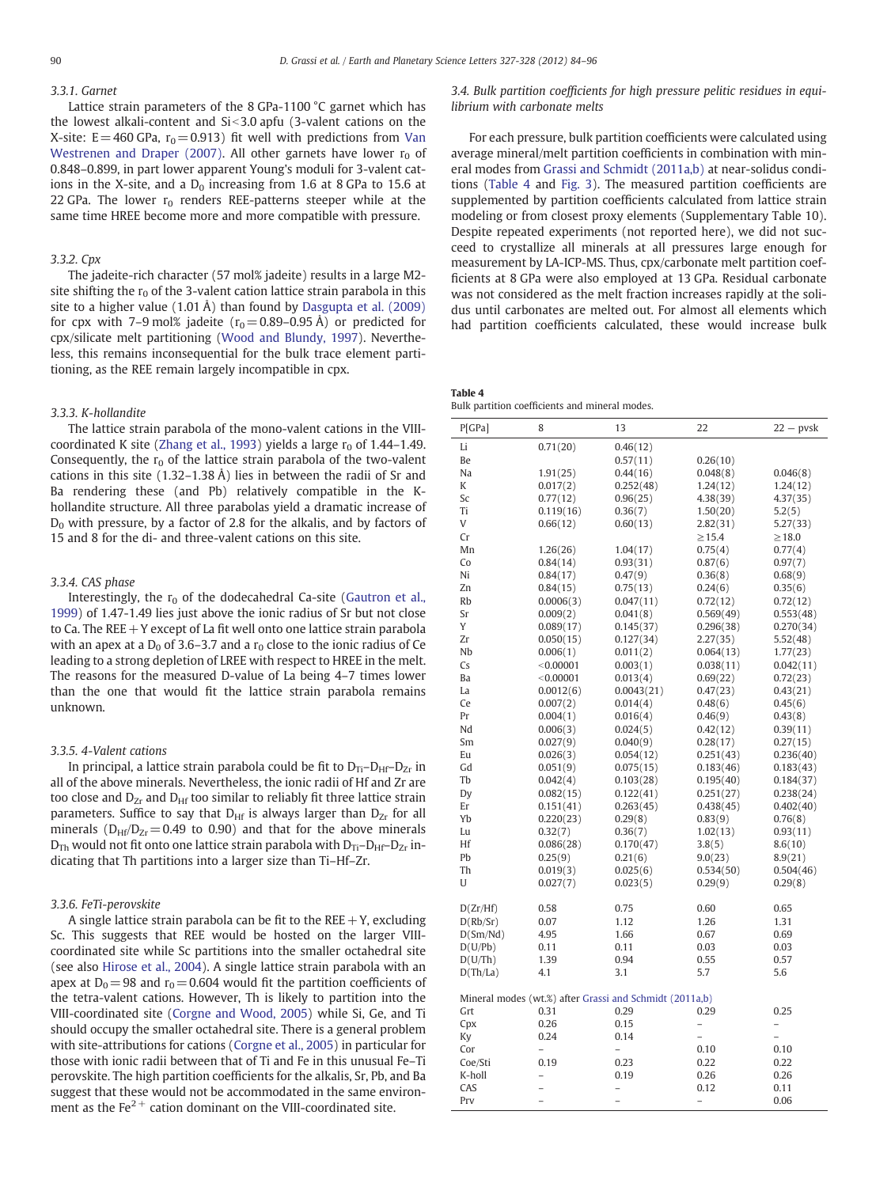### 3.3.1. Garnet

Lattice strain parameters of the 8 GPa-1100 °C garnet which has the lowest alkali-content and Si<3.0 apfu (3-valent cations on the X-site: E = 460 GPa, $r_0$ = 0.913) fit well with predictions from Van Westrenen and Draper (2007). All other garnets have lower $r_0$ of 0.848–0.899, in part lower apparent Young's moduli for 3-valent cations in the X-site, and a $D_0$ increasing from 1.6 at 8 GPa to 15.6 at 22 GPa. The lower $r_0$ renders REE-patterns steeper while at the same time HREE become more and more compatible with pressure.

### 3.3.2. Cpx

The jadeite-rich character (57 mol% jadeite) results in a large M2-site shifting the $r_0$ of the 3-valent cation lattice strain parabola in this site to a higher value (1.01 Å) than found by Dasgupta et al. (2009) for cpx with 7–9 mol% jadeite ($r_0$ = 0.89–0.95 Å) or predicted for cpx/silicate melt partitioning (Wood and Blundy, 1997). Nevertheless, this remains inconsequential for the bulk trace element partitioning, as the REE remain largely incompatible in cpx.

### 3.3.3. K-hollandite

The lattice strain parabola of the mono-valent cations in the VIII-coordinated K site (Zhang et al., 1993) yields a large $r_0$ of 1.44–1.49. Consequently, the $r_0$ of the lattice strain parabola of the two-valent cations in this site (1.32–1.38 Å) lies in between the radii of Sr and Ba rendering these (and Pb) relatively compatible in the K-hollandite structure. All three parabolas yield a dramatic increase of $D_0$ with pressure, by a factor of 2.8 for the alkalis, and by factors of 15 and 8 for the di- and three-valent cations on this site.

### 3.3.4. CAS phase

Interestingly, the $r_0$ of the dodecahedral Ca-site (Gautron et al., 1999) of 1.47-1.49 lies just above the ionic radius of Sr but not close to Ca. The REE + Y except of La fit well onto one lattice strain parabola with an apex at a $D_0$ of 3.6–3.7 and a $r_0$ close to the ionic radius of Ce leading to a strong depletion of LREE with respect to HREE in the melt. The reasons for the measured D-value of La being 4–7 times lower than the one that would fit the lattice strain parabola remains unknown.

### 3.3.5. 4-Valent cations

In principal, a lattice strain parabola could be fit to $D_{Ti}$–$D_{Hf}$–$D_{Zr}$ in all of the above minerals. Nevertheless, the ionic radii of Hf and Zr are too close and $D_{Zr}$ and $D_{Hf}$ too similar to reliably fit three lattice strain parameters. Suffice to say that $D_{Hf}$ is always larger than $D_{Zr}$ for all minerals ($D_{Hf}/D_{Zr}$ = 0.49 to 0.90) and that for the above minerals $D_{Th}$ would not fit onto one lattice strain parabola with $D_{Ti}$–$D_{Hf}$–$D_{Zr}$ indicating that Th partitions into a larger size than Ti–Hf–Zr.

### 3.3.6. FeTi-perovskite

A single lattice strain parabola can be fit to the REE + Y, excluding Sc. This suggests that REE would be hosted on the larger VIII-coordinated site while Sc partitions into the smaller octahedral site (see also Hirose et al., 2004). A single lattice strain parabola with an apex at $D_0$ = 98 and $r_0$ = 0.604 would fit the partition coefficients of the tetra-valent cations. However, Th is likely to partition into the VIII-coordinated site (Corgne and Wood, 2005) while Si, Ge, and Ti should occupy the smaller octahedral site. There is a general problem with site-attributions for cations (Corgne et al., 2005) in particular for those with ionic radii between that of Ti and Fe in this unusual Fe–Ti perovskite. The high partition coefficients for the alkalis, Sr, Pb, and Ba suggest that these would not be accommodated in the same environment as the $Fe^{2+}$ cation dominant on the VIII-coordinated site.

## 3.4. Bulk partition coefficients for high pressure pelitic residues in equilibrium with carbonate melts

For each pressure, bulk partition coefficients were calculated using average mineral/melt partition coefficients in combination with mineral modes from Grassi and Schmidt (2011a,b) at near-solidus conditions (Table 4 and Fig. 3). The measured partition coefficients are supplemented by partition coefficients calculated from lattice strain modeling or from closest proxy elements (Supplementary Table 10). Despite repeated experiments (not reported here), we did not succeed to crystallize all minerals at all pressures large enough for measurement by LA-ICP-MS. Thus, cpx/carbonate melt partition coefficients at 8 GPa were also employed at 13 GPa. Residual carbonate was not considered as the melt fraction increases rapidly at the solidus until carbonates are melted out. For almost all elements which had partition coefficients calculated, these would increase bulk

**Table 4**
Bulk partition coefficients and mineral modes.

| P[GPa] | 8 | 13 | 22 | 22 − pvsk |
|---|---|---|---|---|
| Li | 0.71(20) | 0.46(12) | | |
| Be | | 0.57(11) | 0.26(10) | |
| Na | 1.91(25) | 0.44(16) | 0.048(8) | 0.046(8) |
| K | 0.017(2) | 0.252(48) | 1.24(12) | 1.24(12) |
| Sc | 0.77(12) | 0.96(25) | 4.38(39) | 4.37(35) |
| Ti | 0.119(16) | 0.36(7) | 1.50(20) | 5.2(5) |
| V | 0.66(12) | 0.60(13) | 2.82(31) | 5.27(33) |
| Cr | | | ≥15.4 | ≥18.0 |
| Mn | 1.26(26) | 1.04(17) | 0.75(4) | 0.77(4) |
| Co | 0.84(14) | 0.93(31) | 0.87(6) | 0.97(7) |
| Ni | 0.84(17) | 0.47(9) | 0.36(8) | 0.68(9) |
| Zn | 0.84(15) | 0.75(13) | 0.24(6) | 0.35(6) |
| Rb | 0.0006(3) | 0.047(11) | 0.72(12) | 0.72(12) |
| Sr | 0.009(2) | 0.041(8) | 0.569(49) | 0.553(48) |
| Y | 0.089(17) | 0.145(37) | 0.296(38) | 0.270(34) |
| Zr | 0.050(15) | 0.127(34) | 2.27(35) | 5.52(48) |
| Nb | 0.006(1) | 0.011(2) | 0.064(13) | 1.77(23) |
| Cs | <0.00001 | 0.003(1) | 0.038(11) | 0.042(11) |
| Ba | <0.00001 | 0.013(4) | 0.69(22) | 0.72(23) |
| La | 0.0012(6) | 0.0043(21) | 0.47(23) | 0.43(21) |
| Ce | 0.007(2) | 0.014(4) | 0.48(6) | 0.45(6) |
| Pr | 0.004(1) | 0.016(4) | 0.46(9) | 0.43(8) |
| Nd | 0.006(3) | 0.024(5) | 0.42(12) | 0.39(11) |
| Sm | 0.027(9) | 0.040(9) | 0.28(17) | 0.27(15) |
| Eu | 0.026(3) | 0.054(12) | 0.251(43) | 0.236(40) |
| Gd | 0.051(9) | 0.075(15) | 0.183(46) | 0.183(43) |
| Tb | 0.042(4) | 0.103(28) | 0.195(40) | 0.184(37) |
| Dy | 0.082(15) | 0.122(41) | 0.251(27) | 0.238(24) |
| Er | 0.151(41) | 0.263(45) | 0.438(45) | 0.402(40) |
| Yb | 0.220(23) | 0.29(8) | 0.83(9) | 0.76(8) |
| Lu | 0.32(7) | 0.36(7) | 1.02(13) | 0.93(11) |
| Hf | 0.086(28) | 0.170(47) | 3.8(5) | 8.6(10) |
| Pb | 0.25(9) | 0.21(6) | 9.0(23) | 8.9(21) |
| Th | 0.019(3) | 0.025(6) | 0.534(50) | 0.504(46) |
| U | 0.027(7) | 0.023(5) | 0.29(9) | 0.29(8) |
| | | | | |
| D(Zr/Hf) | 0.58 | 0.75 | 0.60 | 0.65 |
| D(Rb/Sr) | 0.07 | 1.12 | 1.26 | 1.31 |
| D(Sm/Nd) | 4.95 | 1.66 | 0.67 | 0.69 |
| D(U/Pb) | 0.11 | 0.11 | 0.03 | 0.03 |
| D(U/Th) | 1.39 | 0.94 | 0.55 | 0.57 |
| D(Th/La) | 4.1 | 3.1 | 5.7 | 5.6 |
| | | | | |
| Mineral modes (wt.%) after Grassi and Schmidt (2011a,b) | | | | |
| Grt | 0.31 | 0.29 | 0.29 | 0.25 |
| Cpx | 0.26 | 0.15 | – | – |
| Ky | 0.24 | 0.14 | – | – |
| Cor | – | – | 0.10 | 0.10 |
| Coe/Sti | 0.19 | 0.23 | 0.22 | 0.22 |
| K-holl | – | 0.19 | 0.26 | 0.26 |
| CAS | – | – | 0.12 | 0.11 |
| Prv | – | – | – | 0.06 |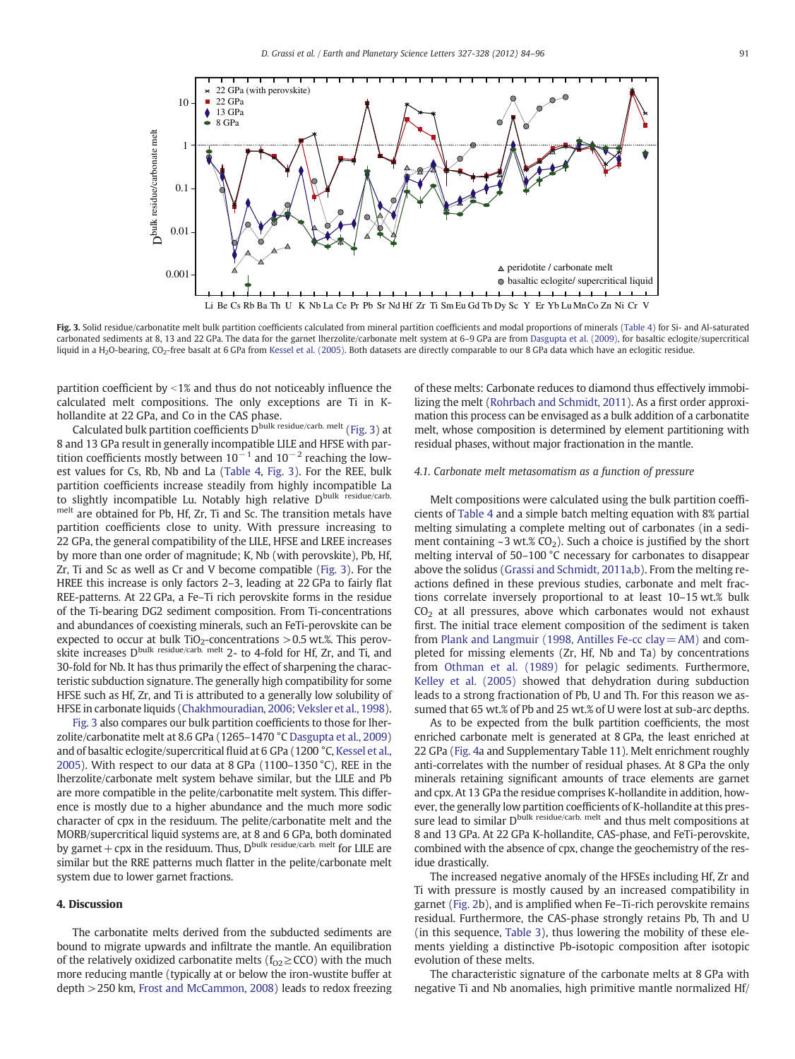× 22 GPa (with perovskite)
■ 22 GPa
♦ 13 GPa
● 8 GPa

$D^{bulk\ residue/carbonate\ melt}$

10
1
0.1
0.01
0.001

▲ peridotite / carbonate melt
● basaltic eclogite/ supercritical liquid

Li Be Cs Rb Ba Th U K Nb La Ce Pr Pb Sr Nd Hf Zr Ti Sm Eu Gd Tb Dy Sc Y Er Yb Lu Mn Co Zn Ni Cr V

**Fig. 3.** Solid residue/carbonatite melt bulk partition coefficients calculated from mineral partition coefficients and modal proportions of minerals (Table 4) for Si- and Al-saturated carbonated sediments at 8, 13 and 22 GPa. The data for the garnet lherzolite/carbonate melt system at 6–9 GPa are from Dasgupta et al. (2009), for basaltic eclogite/supercritical liquid in a $H_2O$-bearing, $CO_2$-free basalt at 6 GPa from Kessel et al. (2005). Both datasets are directly comparable to our 8 GPa data which have an eclogitic residue.

partition coefficient by <1% and thus do not noticeably influence the calculated melt compositions. The only exceptions are Ti in K-hollandite at 22 GPa, and Co in the CAS phase.

Calculated bulk partition coefficients $D^{bulk\ residue/carb.\ melt}$ (Fig. 3) at 8 and 13 GPa result in generally incompatible LILE and HFSE with partition coefficients mostly between $10^{-1}$ and $10^{-2}$ reaching the lowest values for Cs, Rb, Nb and La (Table 4, Fig. 3). For the REE, bulk partition coefficients increase steadily from highly incompatible La to slightly incompatible Lu. Notably high relative $D^{bulk\ residue/carb.\ melt}$ are obtained for Pb, Hf, Zr, Ti and Sc. The transition metals have partition coefficients close to unity. With pressure increasing to 22 GPa, the general compatibility of the LILE, HFSE and LREE increases by more than one order of magnitude; K, Nb (with perovskite), Pb, Hf, Zr, Ti and Sc as well as Cr and V become compatible (Fig. 3). For the HREE this increase is only factors 2–3, leading at 22 GPa to fairly flat REE-patterns. At 22 GPa, a Fe–Ti rich perovskite forms in the residue of the Ti-bearing DG2 sediment composition. From Ti-concentrations and abundances of coexisting minerals, such an FeTi-perovskite can be expected to occur at bulk $TiO_2$-concentrations >0.5 wt.%. This perovskite increases $D^{bulk\ residue/carb.\ melt}$ 2- to 4-fold for Hf, Zr, and Ti, and 30-fold for Nb. It has thus primarily the effect of sharpening the characteristic subduction signature. The generally high compatibility for some HFSE such as Hf, Zr, and Ti is attributed to a generally low solubility of HFSE in carbonate liquids (Chakhmouradian, 2006; Veksler et al., 1998).

Fig. 3 also compares our bulk partition coefficients to those for lherzolite/carbonatite melt at 8.6 GPa (1265–1470 °C Dasgupta et al., 2009) and of basaltic eclogite/supercritical fluid at 6 GPa (1200 °C, Kessel et al., 2005). With respect to our data at 8 GPa (1100–1350 °C), REE in the lherzolite/carbonate melt system behave similar, but the LILE and Pb are more compatible in the pelite/carbonatite melt system. This difference is mostly due to a higher abundance and the much more sodic character of cpx in the residuum. The pelite/carbonatite melt and the MORB/supercritical liquid systems are, at 8 and 6 GPa, both dominated by garnet + cpx in the residuum. Thus, $D^{bulk\ residue/carb.\ melt}$ for LILE are similar but the RRE patterns much flatter in the pelite/carbonate melt system due to lower garnet fractions.

## 4. Discussion

The carbonatite melts derived from the subducted sediments are bound to migrate upwards and infiltrate the mantle. An equilibration of the relatively oxidized carbonatite melts ($f_{O2} \geq$ CCO) with the much more reducing mantle (typically at or below the iron-wustite buffer at depth >250 km, Frost and McCammon, 2008) leads to redox freezing of these melts: Carbonate reduces to diamond thus effectively immobilizing the melt (Rohrbach and Schmidt, 2011). As a first order approximation this process can be envisaged as a bulk addition of a carbonatite melt, whose composition is determined by element partitioning with residual phases, without major fractionation in the mantle.

### 4.1. Carbonate melt metasomatism as a function of pressure

Melt compositions were calculated using the bulk partition coefficients of Table 4 and a simple batch melting equation with 8% partial melting simulating a complete melting out of carbonates (in a sediment containing ~3 wt.% $CO_2$). Such a choice is justified by the short melting interval of 50–100 °C necessary for carbonates to disappear above the solidus (Grassi and Schmidt, 2011a,b). From the melting reactions defined in these previous studies, carbonate and melt fractions correlate inversely proportional to at least 10–15 wt.% bulk $CO_2$ at all pressures, above which carbonates would not exhaust first. The initial trace element composition of the sediment is taken from Plank and Langmuir (1998, Antilles Fe-cc clay = AM) and completed for missing elements (Zr, Hf, Nb and Ta) by concentrations from Othman et al. (1989) for pelagic sediments. Furthermore, Kelley et al. (2005) showed that dehydration during subduction leads to a strong fractionation of Pb, U and Th. For this reason we assumed that 65 wt.% of Pb and 25 wt.% of U were lost at sub-arc depths.

As to be expected from the bulk partition coefficients, the most enriched carbonate melt is generated at 8 GPa, the least enriched at 22 GPa (Fig. 4a and Supplementary Table 11). Melt enrichment roughly anti-correlates with the number of residual phases. At 8 GPa the only minerals retaining significant amounts of trace elements are garnet and cpx. At 13 GPa the residue comprises K-hollandite in addition, however, the generally low partition coefficients of K-hollandite at this pressure lead to similar $D^{bulk\ residue/carb.\ melt}$ and thus melt compositions at 8 and 13 GPa. At 22 GPa K-hollandite, CAS-phase, and FeTi-perovskite, combined with the absence of cpx, change the geochemistry of the residue drastically.

The increased negative anomaly of the HFSEs including Hf, Zr and Ti with pressure is mostly caused by an increased compatibility in garnet (Fig. 2b), and is amplified when Fe–Ti-rich perovskite remains residual. Furthermore, the CAS-phase strongly retains Pb, Th and U (in this sequence, Table 3), thus lowering the mobility of these elements yielding a distinctive Pb-isotopic composition after isotopic evolution of these melts.

The characteristic signature of the carbonate melts at 8 GPa with negative Ti and Nb anomalies, high primitive mantle normalized Hf/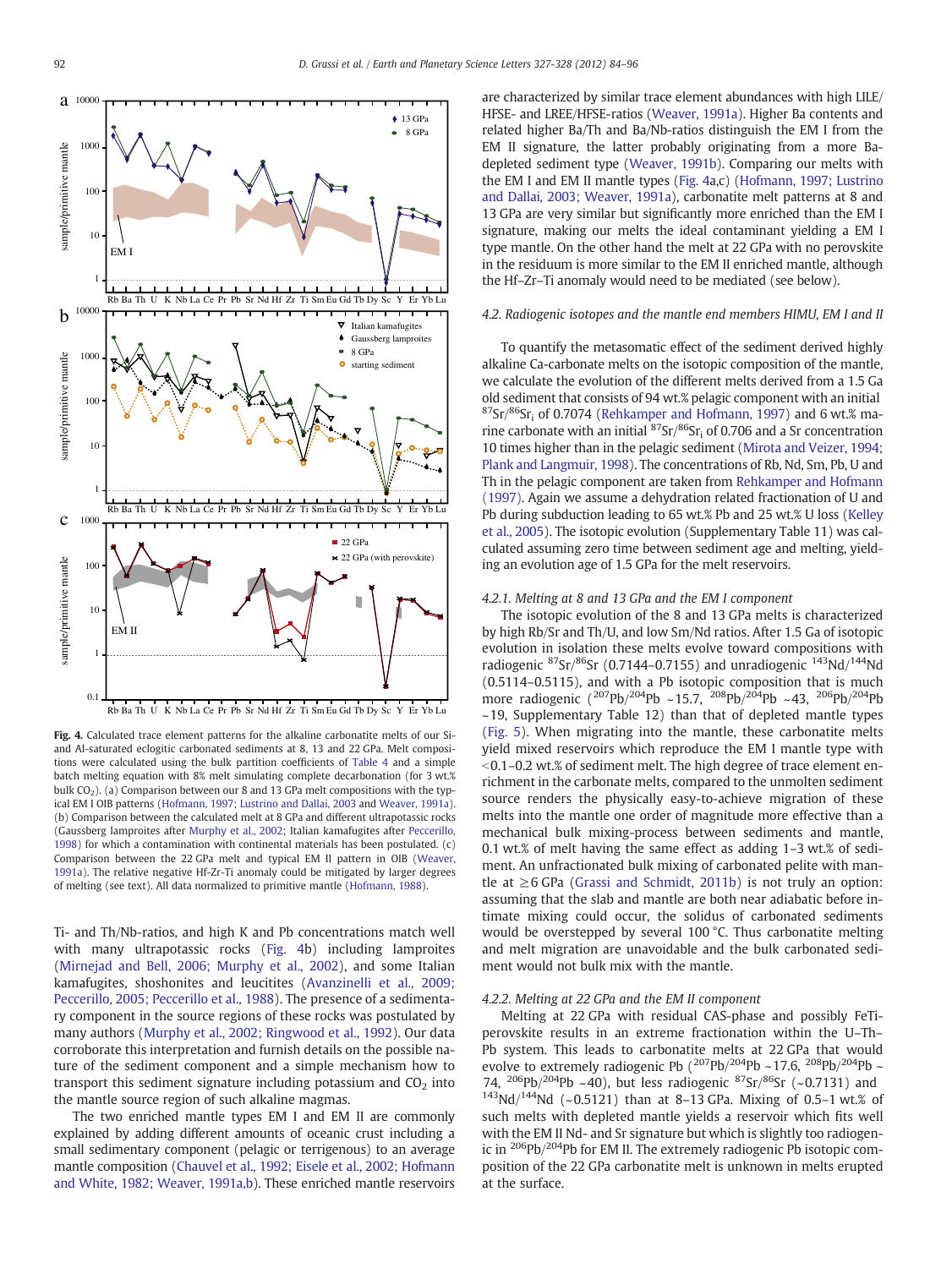a

10000
1000
100
10
1

sample/primitive mantle

13 GPa
8 GPa

EM I

Rb Ba Th U K Nb La Ce Pr Pb Sr Nd Hf Zr Ti Sm Eu Gd Tb Dy Sc Y Er Yb Lu

b

10000
1000
100
10
1

sample/primitive mantle

Italian kamafugites
Gaussberg lamproites
8 GPa
starting sediment

Rb Ba Th U K Nb La Ce Pr Pb Sr Nd Hf Zr Ti Sm Eu Gd Tb Dy Sc Y Er Yb Lu

c

1000
100
10
1
0.1

sample/primitive mantle

22 GPa
22 GPa (with perovskite)

EM II

Rb Ba Th U K Nb La Ce Pr Pb Sr Nd Hf Zr Ti Sm Eu Gd Tb Dy Sc Y Er Yb Lu

**Fig. 4.** Calculated trace element patterns for the alkaline carbonatite melts of our Si- and Al-saturated eclogitic carbonated sediments at 8, 13 and 22 GPa. Melt compositions were calculated using the bulk partition coefficients of Table 4 and a simple batch melting equation with 8% melt simulating complete decarbonation (for 3 wt.% bulk $CO_2$). (a) Comparison between our 8 and 13 GPa melt compositions with the typical EM I OIB patterns (Hofmann, 1997; Lustrino and Dallai, 2003 and Weaver, 1991a). (b) Comparison between the calculated melt at 8 GPa and different ultrapotassic rocks (Gaussberg lamproites after Murphy et al., 2002; Italian kamafugites after Peccerillo, 1998) for which a contamination with continental materials has been postulated. (c) Comparison between the 22 GPa melt and typical EM II pattern in OIB (Weaver, 1991a). The relative negative Hf-Zr-Ti anomaly could be mitigated by larger degrees of melting (see text). All data normalized to primitive mantle (Hofmann, 1988).

Ti- and Th/Nb-ratios, and high K and Pb concentrations match well with many ultrapotassic rocks (Fig. 4b) including lamproites (Mirnejad and Bell, 2006; Murphy et al., 2002), and some Italian kamafugites, shoshonites and leucitites (Avanzinelli et al., 2009; Peccerillo, 2005; Peccerillo et al., 1988). The presence of a sedimentary component in the source regions of these rocks was postulated by many authors (Murphy et al., 2002; Ringwood et al., 1992). Our data corroborate this interpretation and furnish details on the possible nature of the sediment component and a simple mechanism how to transport this sediment signature including potassium and $CO_2$ into the mantle source region of such alkaline magmas.

The two enriched mantle types EM I and EM II are commonly explained by adding different amounts of oceanic crust including a small sedimentary component (pelagic or terrigenous) to an average mantle composition (Chauvel et al., 1992; Eisele et al., 2002; Hofmann and White, 1982; Weaver, 1991a,b). These enriched mantle reservoirs are characterized by similar trace element abundances with high LILE/HFSE- and LREE/HFSE-ratios (Weaver, 1991a). Higher Ba contents and related higher Ba/Th and Ba/Nb-ratios distinguish the EM I from the EM II signature, the latter probably originating from a more Ba-depleted sediment type (Weaver, 1991b). Comparing our melts with the EM I and EM II mantle types (Fig. 4a,c) (Hofmann, 1997; Lustrino and Dallai, 2003; Weaver, 1991a), carbonatite melt patterns at 8 and 13 GPa are very similar but significantly more enriched than the EM I signature, making our melts the ideal contaminant yielding a EM I type mantle. On the other hand the melt at 22 GPa with no perovskite in the residuum is more similar to the EM II enriched mantle, although the Hf–Zr–Ti anomaly would need to be mediated (see below).

### 4.2. Radiogenic isotopes and the mantle end members HIMU, EM I and II

To quantify the metasomatic effect of the sediment derived highly alkaline Ca-carbonate melts on the isotopic composition of the mantle, we calculate the evolution of the different melts derived from a 1.5 Ga old sediment that consists of 94 wt.% pelagic component with an initial $^{87}Sr/^{86}Sr_i$ of 0.7074 (Rehkamper and Hofmann, 1997) and 6 wt.% marine carbonate with an initial $^{87}Sr/^{86}Sr_i$ of 0.706 and a Sr concentration 10 times higher than in the pelagic sediment (Mirota and Veizer, 1994; Plank and Langmuir, 1998). The concentrations of Rb, Nd, Sm, Pb, U and Th in the pelagic component are taken from Rehkamper and Hofmann (1997). Again we assume a dehydration related fractionation of U and Pb during subduction leading to 65 wt.% Pb and 25 wt.% U loss (Kelley et al., 2005). The isotopic evolution (Supplementary Table 11) was calculated assuming zero time between sediment age and melting, yielding an evolution age of 1.5 GPa for the melt reservoirs.

#### 4.2.1. Melting at 8 and 13 GPa and the EM I component

The isotopic evolution of the 8 and 13 GPa melts is characterized by high Rb/Sr and Th/U, and low Sm/Nd ratios. After 1.5 Ga of isotopic evolution in isolation these melts evolve toward compositions with radiogenic $^{87}Sr/^{86}Sr$ (0.7144–0.7155) and unradiogenic $^{143}Nd/^{144}Nd$ (0.5114–0.5115), and with a Pb isotopic composition that is much more radiogenic ($^{207}Pb/^{204}Pb$ ~15.7, $^{208}Pb/^{204}Pb$ ~43, $^{206}Pb/^{204}Pb$ ~19, Supplementary Table 12) than that of depleted mantle types (Fig. 5). When migrating into the mantle, these carbonatite melts yield mixed reservoirs which reproduce the EM I mantle type with <0.1–0.2 wt.% of sediment melt. The high degree of trace element enrichment in the carbonate melts, compared to the unmolten sediment source renders the physically easy-to-achieve migration of these melts into the mantle one order of magnitude more effective than a mechanical bulk mixing-process between sediments and mantle, 0.1 wt.% of melt having the same effect as adding 1–3 wt.% of sediment. An unfractionated bulk mixing of carbonated pelite with mantle at ≥6 GPa (Grassi and Schmidt, 2011b) is not truly an option: assuming that the slab and mantle are both near adiabatic before intimate mixing could occur, the solidus of carbonated sediments would be overstepped by several 100 °C. Thus carbonatite melting and melt migration are unavoidable and the bulk carbonated sediment would not bulk mix with the mantle.

#### 4.2.2. Melting at 22 GPa and the EM II component

Melting at 22 GPa with residual CAS-phase and possibly FeTi-perovskite results in an extreme fractionation within the U–Th–Pb system. This leads to carbonatite melts at 22 GPa that would evolve to extremely radiogenic Pb ($^{207}Pb/^{204}Pb$ ~17.6, $^{208}Pb/^{204}Pb$ ~ 74, $^{206}Pb/^{204}Pb$ ~40), but less radiogenic $^{87}Sr/^{86}Sr$ (~0.7131) and $^{143}Nd/^{144}Nd$ (~0.5121) than at 8–13 GPa. Mixing of 0.5–1 wt.% of such melts with depleted mantle yields a reservoir which fits well with the EM II Nd- and Sr signature but which is slightly too radiogenic in $^{206}Pb/^{204}Pb$ for EM II. The extremely radiogenic Pb isotopic composition of the 22 GPa carbonatite melt is unknown in melts erupted at the surface.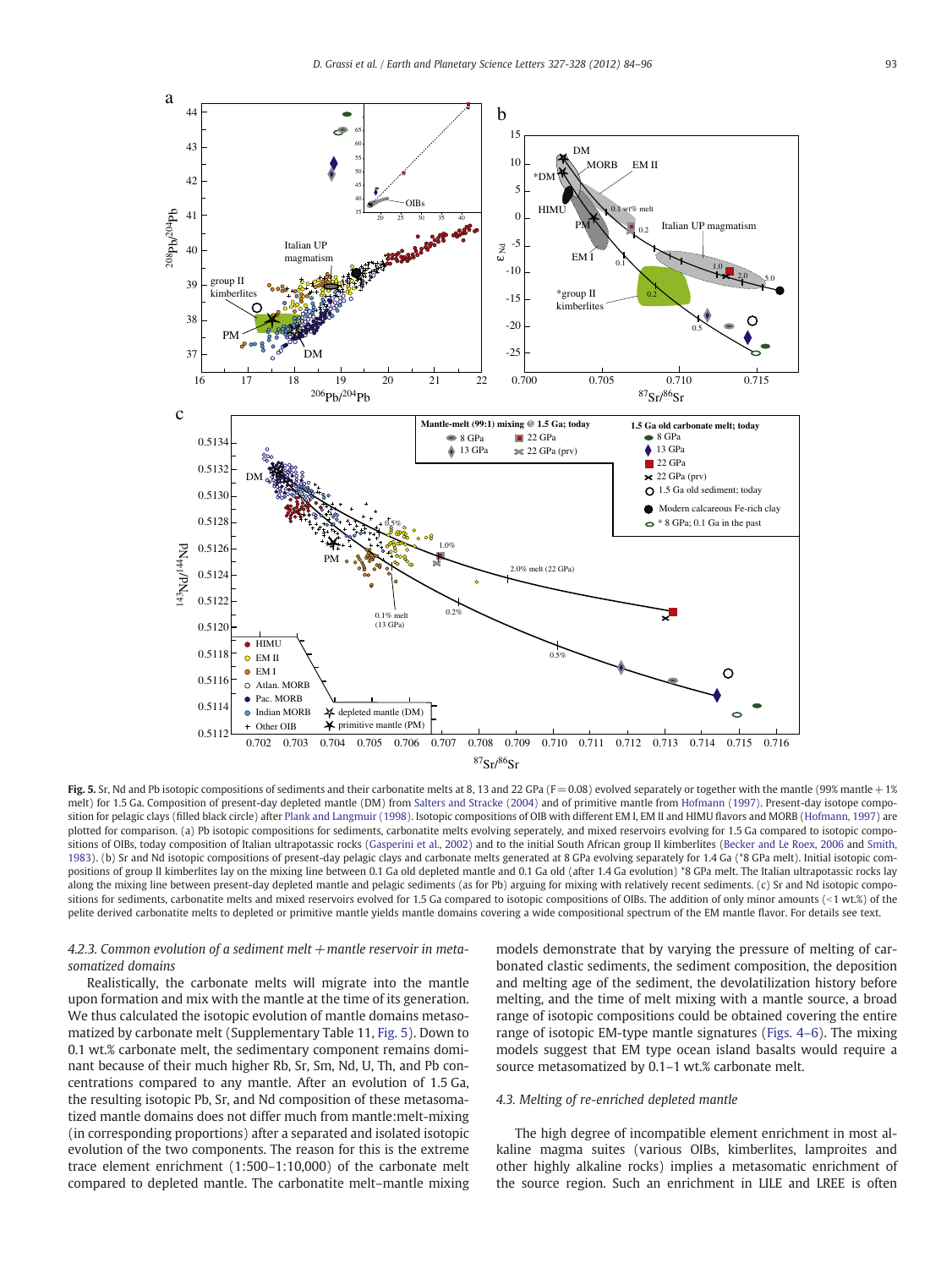a

$^{208}Pb/^{204}Pb$

$^{206}Pb/^{204}Pb$

Italian UP magmatism

group II kimberlites

PM

DM

OIBs

b

$\varepsilon_{Nd}$

$^{87}Sr/^{86}Sr$

DM

*DM

MORB

EM II

HIMU

PM

EM I

0.1 wt% melt

Italian UP magmatism

*group II kimberlites

c

$^{143}Nd/^{144}Nd$

$^{87}Sr/^{86}Sr$

Mantle-melt (99:1) mixing @ 1.5 Ga; today

8 GPa

13 GPa

22 GPa

22 GPa (prv)

1.5 Ga old carbonate melt; today

8 GPa

13 GPa

22 GPa

22 GPa (prv)

1.5 Ga old sediment; today

Modern calcareous Fe-rich clay

* 8 GPa; 0.1 Ga in the past

HIMU

EM II

EM I

Atlan. MORB

Pac. MORB

Indian MORB

Other OIB

depleted mantle (DM)

primitive mantle (PM)

2.0% melt (22 GPa)

0.1% melt (13 GPa)

**Fig. 5.** Sr, Nd and Pb isotopic compositions of sediments and their carbonatite melts at 8, 13 and 22 GPa (F = 0.08) evolved separately or together with the mantle (99% mantle + 1% melt) for 1.5 Ga. Composition of present-day depleted mantle (DM) from Salters and Stracke (2004) and of primitive mantle from Hofmann (1997). Present-day isotope composition for pelagic clays (filled black circle) after Plank and Langmuir (1998). Isotopic compositions of OIB with different EM I, EM II and HIMU flavors and MORB (Hofmann, 1997) are plotted for comparison. (a) Pb isotopic compositions for sediments, carbonatite melts evolving seperately, and mixed reservoirs evolving for 1.5 Ga compared to isotopic compositions of OIBs, today composition of Italian ultrapotassic rocks (Gasperini et al., 2002) and to the initial South African group II kimberlites (Becker and Le Roex, 2006 and Smith, 1983). (b) Sr and Nd isotopic compositions of present-day pelagic clays and carbonate melts generated at 8 GPa evolving separately for 1.4 Ga (*8 GPa melt). Initial isotopic compositions of group II kimberlites lay on the mixing line between 0.1 Ga old depleted mantle and 0.1 Ga old (after 1.4 Ga evolution) *8 GPa melt. The Italian ultrapotassic rocks lay along the mixing line between present-day depleted mantle and pelagic sediments (as for Pb) arguing for mixing with relatively recent sediments. (c) Sr and Nd isotopic compositions for sediments, carbonatite melts and mixed reservoirs evolved for 1.5 Ga compared to isotopic compositions of OIBs. The addition of only minor amounts (<1 wt.%) of the pelite derived carbonatite melts to depleted or primitive mantle yields mantle domains covering a wide compositional spectrum of the EM mantle flavor. For details see text.

#### 4.2.3. Common evolution of a sediment melt + mantle reservoir in metasomatized domains

Realistically, the carbonate melts will migrate into the mantle upon formation and mix with the mantle at the time of its generation. We thus calculated the isotopic evolution of mantle domains metasomatized by carbonate melt (Supplementary Table 11, Fig. 5). Down to 0.1 wt.% carbonate melt, the sedimentary component remains dominant because of their much higher Rb, Sr, Sm, Nd, U, Th, and Pb concentrations compared to any mantle. After an evolution of 1.5 Ga, the resulting isotopic Pb, Sr, and Nd composition of these metasomatized mantle domains does not differ much from mantle:melt-mixing (in corresponding proportions) after a separated and isolated isotopic evolution of the two components. The reason for this is the extreme trace element enrichment (1:500–1:10,000) of the carbonate melt compared to depleted mantle. The carbonatite melt–mantle mixing models demonstrate that by varying the pressure of melting of carbonated clastic sediments, the sediment composition, the deposition and melting age of the sediment, the devolatilization history before melting, and the time of melt mixing with a mantle source, a broad range of isotopic compositions could be obtained covering the entire range of isotopic EM-type mantle signatures (Figs. 4–6). The mixing models suggest that EM type ocean island basalts would require a source metasomatized by 0.1–1 wt.% carbonate melt.

### 4.3. Melting of re-enriched depleted mantle

The high degree of incompatible element enrichment in most alkaline magma suites (various OIBs, kimberlites, lamproites and other highly alkaline rocks) implies a metasomatic enrichment of the source region. Such an enrichment in LILE and LREE is often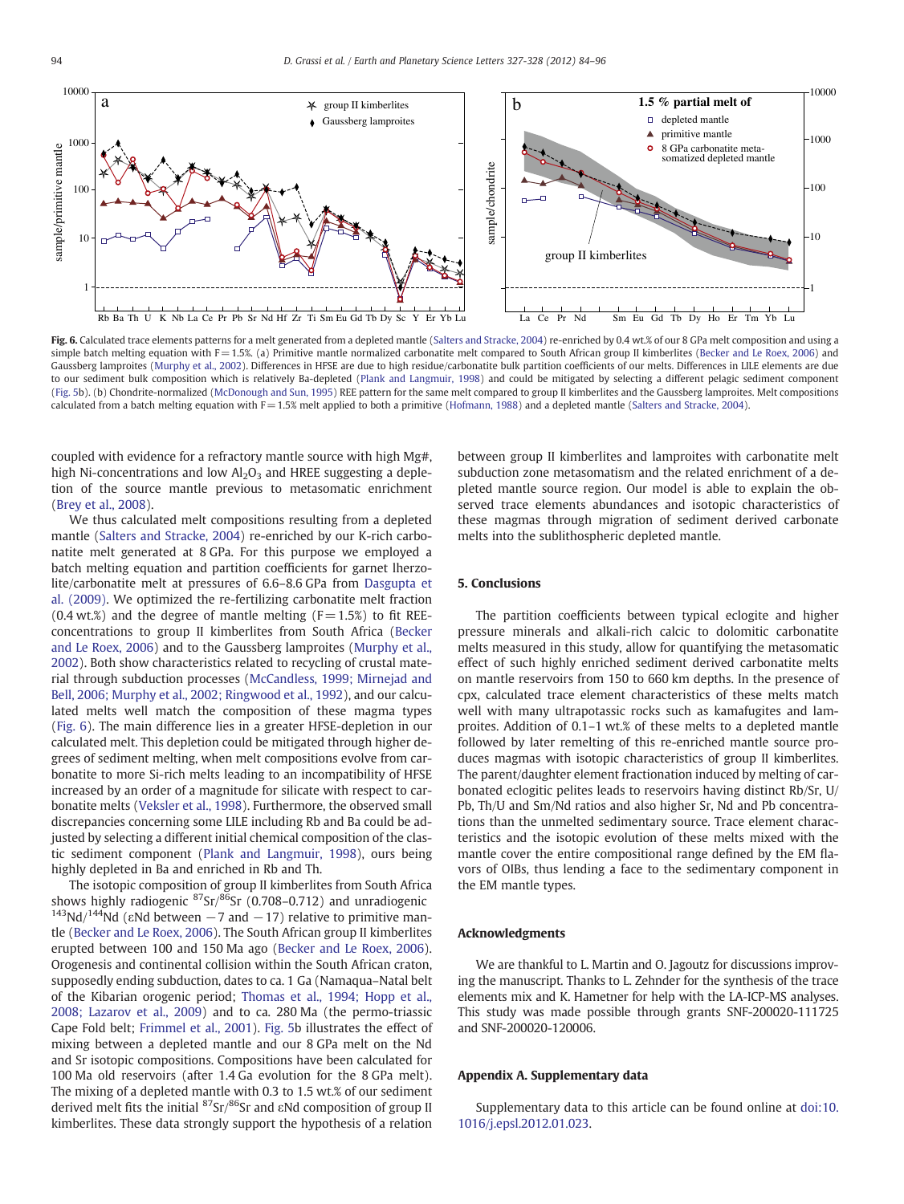a

group II kimberlites
Gaussberg lamproites

10000
1000
100
10
1

sample/primitive mantle

Rb Ba Th U K Nb La Ce Pr Pb Sr Nd Hf Zr Ti Sm Eu Gd Tb Dy Sc Y Er Yb Lu

b

1.5 % partial melt of
depleted mantle
primitive mantle
8 GPa carbonatite metasomatized depleted mantle

group II kimberlites

sample/chondrite

10000
1000
100
10
1

La Ce Pr Nd Sm Eu Gd Tb Dy Ho Er Tm Yb Lu

**Fig. 6.** Calculated trace elements patterns for a melt generated from a depleted mantle (Salters and Stracke, 2004) re-enriched by 0.4 wt.% of our 8 GPa melt composition and using a simple batch melting equation with F = 1.5%. (a) Primitive mantle normalized carbonatite melt compared to South African group II kimberlites (Becker and Le Roex, 2006) and Gaussberg lamproites (Murphy et al., 2002). Differences in HFSE are due to high residue/carbonatite bulk partition coefficients of our melts. Differences in LILE elements are due to our sediment bulk composition which is relatively Ba-depleted (Plank and Langmuir, 1998) and could be mitigated by selecting a different pelagic sediment component (Fig. 5b). (b) Chondrite-normalized (McDonough and Sun, 1995) REE pattern for the same melt compared to group II kimberlites and the Gaussberg lamproites. Melt compositions calculated from a batch melting equation with F = 1.5% melt applied to both a primitive (Hofmann, 1988) and a depleted mantle (Salters and Stracke, 2004).

coupled with evidence for a refractory mantle source with high Mg#, high Ni-concentrations and low $Al_2O_3$ and HREE suggesting a depletion of the source mantle previous to metasomatic enrichment (Brey et al., 2008).

We thus calculated melt compositions resulting from a depleted mantle (Salters and Stracke, 2004) re-enriched by our K-rich carbonatite melt generated at 8 GPa. For this purpose we employed a batch melting equation and partition coefficients for garnet lherzolite/carbonatite melt at pressures of 6.6–8.6 GPa from Dasgupta et al. (2009). We optimized the re-fertilizing carbonatite melt fraction (0.4 wt.%) and the degree of mantle melting (F = 1.5%) to fit REE-concentrations to group II kimberlites from South Africa (Becker and Le Roex, 2006) and to the Gaussberg lamproites (Murphy et al., 2002). Both show characteristics related to recycling of crustal material through subduction processes (McCandless, 1999; Mirnejad and Bell, 2006; Murphy et al., 2002; Ringwood et al., 1992), and our calculated melts well match the composition of these magma types (Fig. 6). The main difference lies in a greater HFSE-depletion in our calculated melt. This depletion could be mitigated through higher degrees of sediment melting, when melt compositions evolve from carbonatite to more Si-rich melts leading to an incompatibility of HFSE increased by an order of a magnitude for silicate with respect to carbonatite melts (Veksler et al., 1998). Furthermore, the observed small discrepancies concerning some LILE including Rb and Ba could be adjusted by selecting a different initial chemical composition of the clastic sediment component (Plank and Langmuir, 1998), ours being highly depleted in Ba and enriched in Rb and Th.

The isotopic composition of group II kimberlites from South Africa shows highly radiogenic $^{87}Sr/^{86}Sr$ (0.708–0.712) and unradiogenic $^{143}Nd/^{144}Nd$ (εNd between −7 and −17) relative to primitive mantle (Becker and Le Roex, 2006). The South African group II kimberlites erupted between 100 and 150 Ma ago (Becker and Le Roex, 2006). Orogenesis and continental collision within the South African craton, supposedly ending subduction, dates to ca. 1 Ga (Namaqua–Natal belt of the Kibarian orogenic period; Thomas et al., 1994; Hopp et al., 2008; Lazarov et al., 2009) and to ca. 280 Ma (the permo-triassic Cape Fold belt; Frimmel et al., 2001). Fig. 5b illustrates the effect of mixing between a depleted mantle and our 8 GPa melt on the Nd and Sr isotopic compositions. Compositions have been calculated for 100 Ma old reservoirs (after 1.4 Ga evolution for the 8 GPa melt). The mixing of a depleted mantle with 0.3 to 1.5 wt.% of our sediment derived melt fits the initial $^{87}Sr/^{86}Sr$ and εNd composition of group II kimberlites. These data strongly support the hypothesis of a relation between group II kimberlites and lamproites with carbonatite melt subduction zone metasomatism and the related enrichment of a depleted mantle source region. Our model is able to explain the observed trace elements abundances and isotopic characteristics of these magmas through migration of sediment derived carbonate melts into the sublithospheric depleted mantle.

## 5. Conclusions

The partition coefficients between typical eclogite and higher pressure minerals and alkali-rich calcic to dolomitic carbonatite melts measured in this study, allow for quantifying the metasomatic effect of such highly enriched sediment derived carbonatite melts on mantle reservoirs from 150 to 660 km depths. In the presence of cpx, calculated trace element characteristics of these melts match well with many ultrapotassic rocks such as kamafugites and lamproites. Addition of 0.1–1 wt.% of these melts to a depleted mantle followed by later remelting of this re-enriched mantle source produces magmas with isotopic characteristics of group II kimberlites. The parent/daughter element fractionation induced by melting of carbonated eclogitic pelites leads to reservoirs having distinct Rb/Sr, U/Pb, Th/U and Sm/Nd ratios and also higher Sr, Nd and Pb concentrations than the unmelted sedimentary source. Trace element characteristics and the isotopic evolution of these melts mixed with the mantle cover the entire compositional range defined by the EM flavors of OIBs, thus lending a face to the sedimentary component in the EM mantle types.

## Acknowledgments

We are thankful to L. Martin and O. Jagoutz for discussions improving the manuscript. Thanks to L. Zehnder for the synthesis of the trace elements mix and K. Hametner for help with the LA-ICP-MS analyses. This study was made possible through grants SNF-200020-111725 and SNF-200020-120006.

## Appendix A. Supplementary data

Supplementary data to this article can be found online at doi:10.1016/j.epsl.2012.01.023.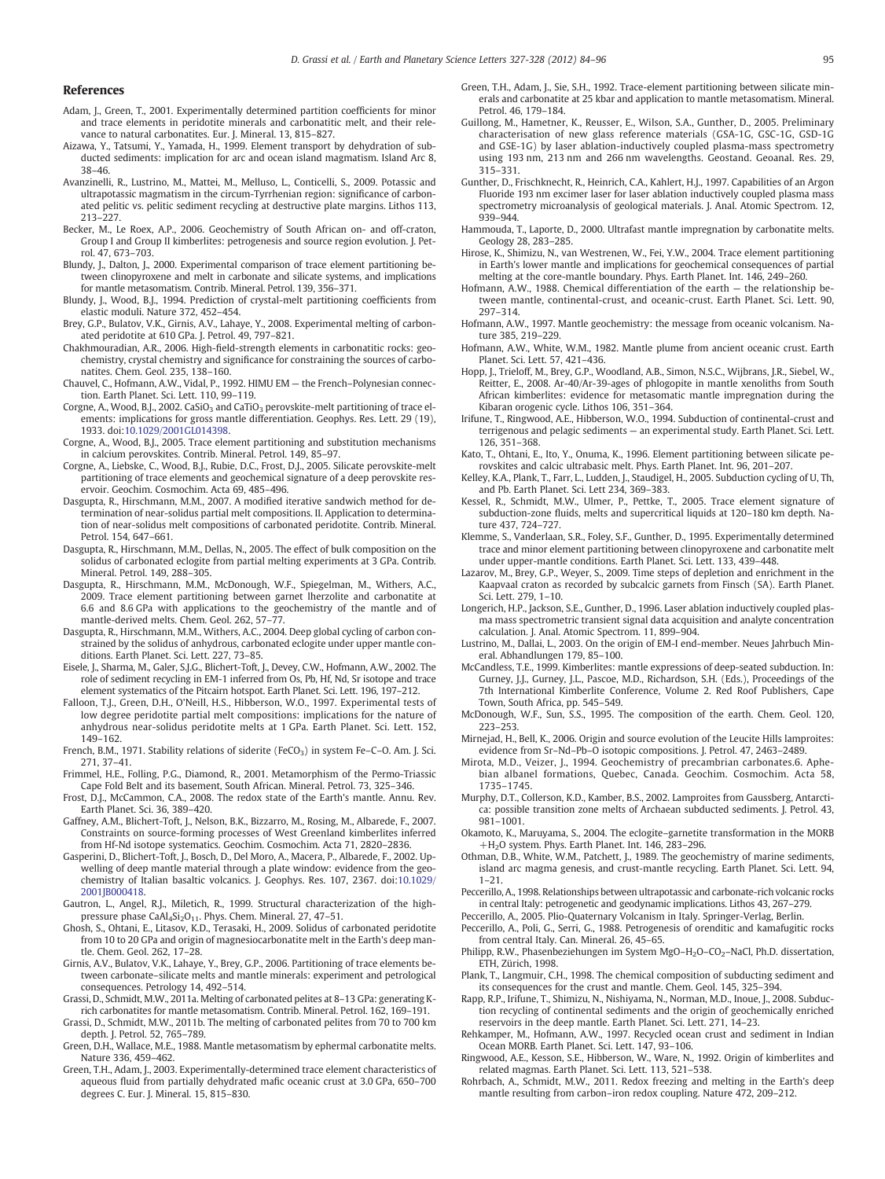## References

Adam, J., Green, T., 2001. Experimentally determined partition coefficients for minor and trace elements in peridotite minerals and carbonatitic melt, and their relevance to natural carbonatites. Eur. J. Mineral. 13, 815–827.

Aizawa, Y., Tatsumi, Y., Yamada, H., 1999. Element transport by dehydration of subducted sediments: implication for arc and ocean island magmatism. Island Arc 8, 38–46.

Avanzinelli, R., Lustrino, M., Mattei, M., Melluso, L., Conticelli, S., 2009. Potassic and ultrapotassic magmatism in the circum-Tyrrhenian region: significance of carbonated pelitic vs. pelitic sediment recycling at destructive plate margins. Lithos 113, 213–227.

Becker, M., Le Roex, A.P., 2006. Geochemistry of South African on- and off-craton, Group I and Group II kimberlites: petrogenesis and source region evolution. J. Petrol. 47, 673–703.

Blundy, J., Dalton, J., 2000. Experimental comparison of trace element partitioning between clinopyroxene and melt in carbonate and silicate systems, and implications for mantle metasomatism. Contrib. Mineral. Petrol. 139, 356–371.

Blundy, J., Wood, B.J., 1994. Prediction of crystal-melt partitioning coefficients from elastic moduli. Nature 372, 452–454.

Brey, G.P., Bulatov, V.K., Girnis, A.V., Lahaye, Y., 2008. Experimental melting of carbonated peridotite at 610 GPa. J. Petrol. 49, 797–821.

Chakhmouradian, A.R., 2006. High-field-strength elements in carbonatitic rocks: geochemistry, crystal chemistry and significance for constraining the sources of carbonatites. Chem. Geol. 235, 138–160.

Chauvel, C., Hofmann, A.W., Vidal, P., 1992. HIMU EM — the French–Polynesian connection. Earth Planet. Sci. Lett. 110, 99–119.

Corgne, A., Wood, B.J., 2002. $CaSiO_3$ and $CaTiO_3$ perovskite-melt partitioning of trace elements: implications for gross mantle differentiation. Geophys. Res. Lett. 29 (19), 1933. doi:10.1029/2001GL014398.

Corgne, A., Wood, B.J., 2005. Trace element partitioning and substitution mechanisms in calcium perovskites. Contrib. Mineral. Petrol. 149, 85–97.

Corgne, A., Liebske, C., Wood, B.J., Rubie, D.C., Frost, D.J., 2005. Silicate perovskite-melt partitioning of trace elements and geochemical signature of a deep perovskite reservoir. Geochim. Cosmochim. Acta 69, 485–496.

Dasgupta, R., Hirschmann, M.M., 2007. A modified iterative sandwich method for determination of near-solidus partial melt compositions. II. Application to determination of near-solidus melt compositions of carbonated peridotite. Contrib. Mineral. Petrol. 154, 647–661.

Dasgupta, R., Hirschmann, M.M., Dellas, N., 2005. The effect of bulk composition on the solidus of carbonated eclogite from partial melting experiments at 3 GPa. Contrib. Mineral. Petrol. 149, 288–305.

Dasgupta, R., Hirschmann, M.M., McDonough, W.F., Spiegelman, M., Withers, A.C., 2009. Trace element partitioning between garnet lherzolite and carbonatite at 6.6 and 8.6 GPa with applications to the geochemistry of the mantle and of mantle-derived melts. Chem. Geol. 262, 57–77.

Dasgupta, R., Hirschmann, M.M., Withers, A.C., 2004. Deep global cycling of carbon constrained by the solidus of anhydrous, carbonated eclogite under upper mantle conditions. Earth Planet. Sci. Lett. 227, 73–85.

Eisele, J., Sharma, M., Galer, S.J.G., Blichert-Toft, J., Devey, C.W., Hofmann, A.W., 2002. The role of sediment recycling in EM-1 inferred from Os, Pb, Hf, Nd, Sr isotope and trace element systematics of the Pitcairn hotspot. Earth Planet. Sci. Lett. 196, 197–212.

Falloon, T.J., Green, D.H., O'Neill, H.S., Hibberson, W.O., 1997. Experimental tests of low degree peridotite partial melt compositions: implications for the nature of anhydrous near-solidus peridotite melts at 1 GPa. Earth Planet. Sci. Lett. 152, 149–162.

French, B.M., 1971. Stability relations of siderite ($FeCO_3$) in system Fe–C–O. Am. J. Sci. 271, 37–41.

Frimmel, H.E., Folling, P.G., Diamond, R., 2001. Metamorphism of the Permo-Triassic Cape Fold Belt and its basement, South African. Mineral. Petrol. 73, 325–346.

Frost, D.J., McCammon, C.A., 2008. The redox state of the Earth's mantle. Annu. Rev. Earth Planet. Sci. 36, 389–420.

Gaffney, A.M., Blichert-Toft, J., Nelson, B.K., Bizzarro, M., Rosing, M., Albarede, F., 2007. Constraints on source-forming processes of West Greenland kimberlites inferred from Hf-Nd isotope systematics. Geochim. Cosmochim. Acta 71, 2820–2836.

Gasperini, D., Blichert-Toft, J., Bosch, D., Del Moro, A., Macera, P., Albarede, F., 2002. Upwelling of deep mantle material through a plate window: evidence from the geochemistry of Italian basaltic volcanics. J. Geophys. Res. 107, 2367. doi:10.1029/2001JB000418.

Gautron, L., Angel, R.J., Miletich, R., 1999. Structural characterization of the high-pressure phase $CaAl_4Si_2O_{11}$. Phys. Chem. Mineral. 27, 47–51.

Ghosh, S., Ohtani, E., Litasov, K.D., Terasaki, H., 2009. Solidus of carbonated peridotite from 10 to 20 GPa and origin of magnesiocarbonatite melt in the Earth's deep mantle. Chem. Geol. 262, 17–28.

Girnis, A.V., Bulatov, V.K., Lahaye, Y., Brey, G.P., 2006. Partitioning of trace elements between carbonate–silicate melts and mantle minerals: experiment and petrological consequences. Petrology 14, 492–514.

Grassi, D., Schmidt, M.W., 2011a. Melting of carbonated pelites at 8–13 GPa: generating K-rich carbonatites for mantle metasomatism. Contrib. Mineral. Petrol. 162, 169–191.

Grassi, D., Schmidt, M.W., 2011b. The melting of carbonated pelites from 70 to 700 km depth. J. Petrol. 52, 765–789.

Green, D.H., Wallace, M.E., 1988. Mantle metasomatism by ephermal carbonatite melts. Nature 336, 459–462.

Green, T.H., Adam, J., 2003. Experimentally-determined trace element characteristics of aqueous fluid from partially dehydrated mafic oceanic crust at 3.0 GPa, 650–700 degrees C. Eur. J. Mineral. 15, 815–830.

Green, T.H., Adam, J., Sie, S.H., 1992. Trace-element partitioning between silicate minerals and carbonatite at 25 kbar and application to mantle metasomatism. Mineral. Petrol. 46, 179–184.

Guillong, M., Hametner, K., Reusser, E., Wilson, S.A., Gunther, D., 2005. Preliminary characterisation of new glass reference materials (GSA-1G, GSC-1G, GSD-1G and GSE-1G) by laser ablation-inductively coupled plasma-mass spectrometry using 193 nm, 213 nm and 266 nm wavelengths. Geostand. Geoanal. Res. 29, 315–331.

Gunther, D., Frischknecht, R., Heinrich, C.A., Kahlert, H.J., 1997. Capabilities of an Argon Fluoride 193 nm excimer laser for laser ablation inductively coupled plasma mass spectrometry microanalysis of geological materials. J. Anal. Atomic Spectrom. 12, 939–944.

Hammouda, T., Laporte, D., 2000. Ultrafast mantle impregnation by carbonatite melts. Geology 28, 283–285.

Hirose, K., Shimizu, N., van Westrenen, W., Fei, Y.W., 2004. Trace element partitioning in Earth's lower mantle and implications for geochemical consequences of partial melting at the core-mantle boundary. Phys. Earth Planet. Int. 146, 249–260.

Hofmann, A.W., 1988. Chemical differentiation of the earth — the relationship between mantle, continental-crust, and oceanic-crust. Earth Planet. Sci. Lett. 90, 297–314.

Hofmann, A.W., 1997. Mantle geochemistry: the message from oceanic volcanism. Nature 385, 219–229.

Hofmann, A.W., White, W.M., 1982. Mantle plume from ancient oceanic crust. Earth Planet. Sci. Lett. 57, 421–436.

Hopp, J., Trieloff, M., Brey, G.P., Woodland, A.B., Simon, N.S.C., Wijbrans, J.R., Siebel, W., Reitter, E., 2008. Ar-40/Ar-39-ages of phlogopite in mantle xenoliths from South African kimberlites: evidence for metasomatic mantle impregnation during the Kibaran orogenic cycle. Lithos 106, 351–364.

Irifune, T., Ringwood, A.E., Hibberson, W.O., 1994. Subduction of continental-crust and terrigenous and pelagic sediments — an experimental study. Earth Planet. Sci. Lett. 126, 351–368.

Kato, T., Ohtani, E., Ito, Y., Onuma, K., 1996. Element partitioning between silicate perovskites and calcic ultrabasic melt. Phys. Earth Planet. Int. 96, 201–207.

Kelley, K.A., Plank, T., Farr, L., Ludden, J., Staudigel, H., 2005. Subduction cycling of U, Th, and Pb. Earth Planet. Sci. Lett 234, 369–383.

Kessel, R., Schmidt, M.W., Ulmer, P., Pettke, T., 2005. Trace element signature of subduction-zone fluids, melts and supercritical liquids at 120–180 km depth. Nature 437, 724–727.

Klemme, S., Vanderlaan, S.R., Foley, S.F., Gunther, D., 1995. Experimentally determined trace and minor element partitioning between clinopyroxene and carbonatite melt under upper-mantle conditions. Earth Planet. Sci. Lett. 133, 439–448.

Lazarov, M., Brey, G.P., Weyer, S., 2009. Time steps of depletion and enrichment in the Kaapvaal craton as recorded by subcalcic garnets from Finsch (SA). Earth Planet. Sci. Lett. 279, 1–10.

Longerich, H.P., Jackson, S.E., Gunther, D., 1996. Laser ablation inductively coupled plasma mass spectrometric transient signal data acquisition and analyte concentration calculation. J. Anal. Atomic Spectrom. 11, 899–904.

Lustrino, M., Dallai, L., 2003. On the origin of EM-I end-member. Neues Jahrbuch Mineral. Abhandlungen 179, 85–100.

McCandless, T.E., 1999. Kimberlites: mantle expressions of deep-seated subduction. In: Gurney, J.J., Gurney, J.L., Pascoe, M.D., Richardson, S.H. (Eds.), Proceedings of the 7th International Kimberlite Conference, Volume 2. Red Roof Publishers, Cape Town, South Africa, pp. 545–549.

McDonough, W.F., Sun, S.S., 1995. The composition of the earth. Chem. Geol. 120, 223–253.

Mirnejad, H., Bell, K., 2006. Origin and source evolution of the Leucite Hills lamproites: evidence from Sr–Nd–Pb–O isotopic compositions. J. Petrol. 47, 2463–2489.

Mirota, M.D., Veizer, J., 1994. Geochemistry of precambrian carbonates.6. Aphebian albanel formations, Quebec, Canada. Geochim. Cosmochim. Acta 58, 1735–1745.

Murphy, D.T., Collerson, K.D., Kamber, B.S., 2002. Lamproites from Gaussberg, Antarctica: possible transition zone melts of Archaean subducted sediments. J. Petrol. 43, 981–1001.

Okamoto, K., Maruyama, S., 2004. The eclogite–garnetite transformation in the MORB $+H_2O$ system. Phys. Earth Planet. Int. 146, 283–296.

Othman, D.B., White, W.M., Patchett, J., 1989. The geochemistry of marine sediments, island arc magma genesis, and crust-mantle recycling. Earth Planet. Sci. Lett. 94, 1–21.

Peccerillo, A., 1998. Relationships between ultrapotassic and carbonate-rich volcanic rocks in central Italy: petrogenetic and geodynamic implications. Lithos 43, 267–279.

Peccerillo, A., 2005. Plio-Quaternary Volcanism in Italy. Springer-Verlag, Berlin.

Peccerillo, A., Poli, G., Serri, G., 1988. Petrogenesis of orenditic and kamafugitic rocks from central Italy. Can. Mineral. 26, 45–65.

Philipp, R.W., Phasenbeziehungen im System $MgO$–$H_2O$–$CO_2$–NaCl, Ph.D. dissertation, ETH, Zürich, 1998.

Plank, T., Langmuir, C.H., 1998. The chemical composition of subducting sediment and its consequences for the crust and mantle. Chem. Geol. 145, 325–394.

Rapp, R.P., Irifune, T., Shimizu, N., Nishiyama, N., Norman, M.D., Inoue, J., 2008. Subduction recycling of continental sediments and the origin of geochemically enriched reservoirs in the deep mantle. Earth Planet. Sci. Lett. 271, 14–23.

Rehkamper, M., Hofmann, A.W., 1997. Recycled ocean crust and sediment in Indian Ocean MORB. Earth Planet. Sci. Lett. 147, 93–106.

Ringwood, A.E., Kesson, S.E., Hibberson, W., Ware, N., 1992. Origin of kimberlites and related magmas. Earth Planet. Sci. Lett. 113, 521–538.

Rohrbach, A., Schmidt, M.W., 2011. Redox freezing and melting in the Earth's deep mantle resulting from carbon–iron redox coupling. Nature 472, 209–212.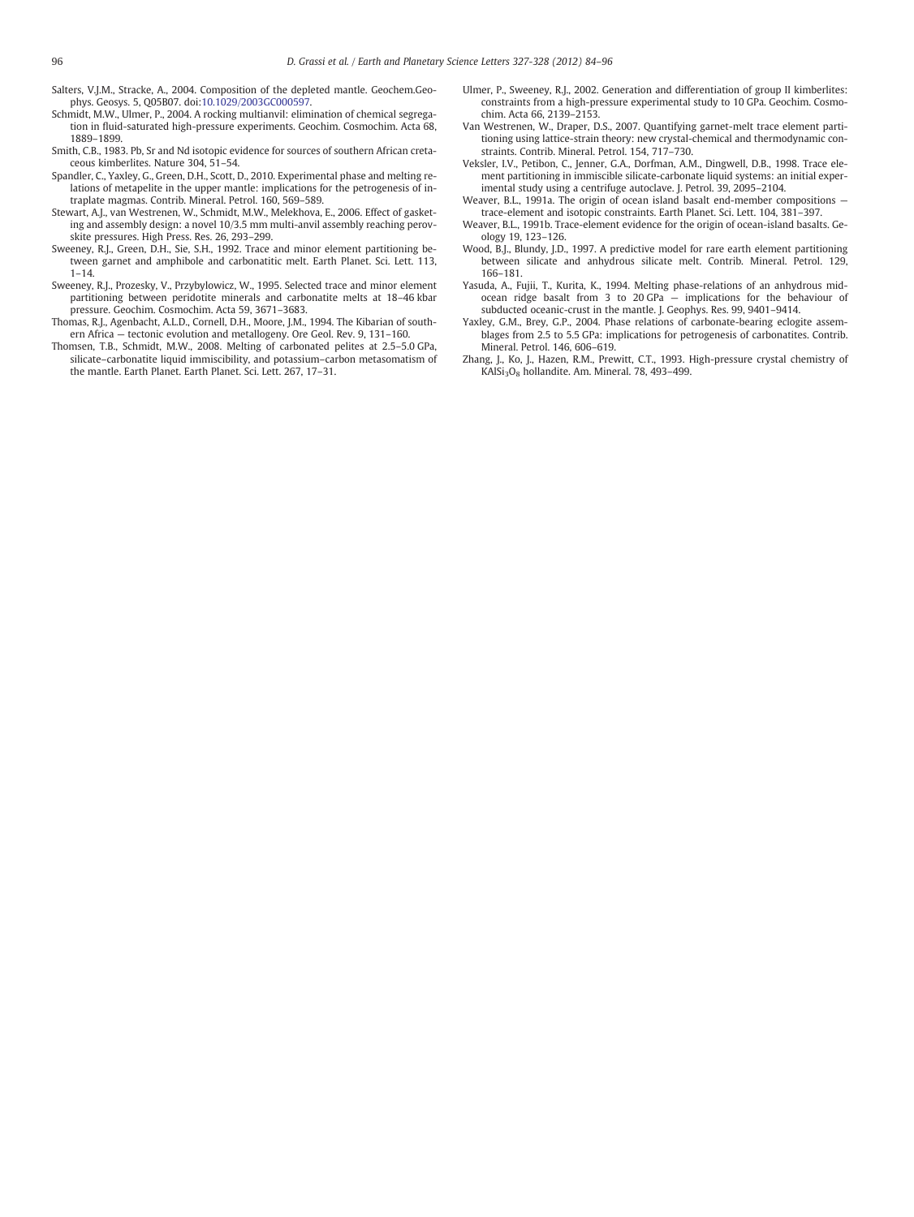Salters, V.J.M., Stracke, A., 2004. Composition of the depleted mantle. Geochem.Geophys. Geosys. 5, Q05B07. doi:10.1029/2003GC000597.

Schmidt, M.W., Ulmer, P., 2004. A rocking multianvil: elimination of chemical segregation in fluid-saturated high-pressure experiments. Geochim. Cosmochim. Acta 68, 1889–1899.

Smith, C.B., 1983. Pb, Sr and Nd isotopic evidence for sources of southern African cretaceous kimberlites. Nature 304, 51–54.

Spandler, C., Yaxley, G., Green, D.H., Scott, D., 2010. Experimental phase and melting relations of metapelite in the upper mantle: implications for the petrogenesis of intraplate magmas. Contrib. Mineral. Petrol. 160, 569–589.

Stewart, A.J., van Westrenen, W., Schmidt, M.W., Melekhova, E., 2006. Effect of gasketing and assembly design: a novel 10/3.5 mm multi-anvil assembly reaching perovskite pressures. High Press. Res. 26, 293–299.

Sweeney, R.J., Green, D.H., Sie, S.H., 1992. Trace and minor element partitioning between garnet and amphibole and carbonatitic melt. Earth Planet. Sci. Lett. 113, 1–14.

Sweeney, R.J., Prozesky, V., Przybylowicz, W., 1995. Selected trace and minor element partitioning between peridotite minerals and carbonatite melts at 18–46 kbar pressure. Geochim. Cosmochim. Acta 59, 3671–3683.

Thomas, R.J., Agenbacht, A.L.D., Cornell, D.H., Moore, J.M., 1994. The Kibarian of southern Africa — tectonic evolution and metallogeny. Ore Geol. Rev. 9, 131–160.

Thomsen, T.B., Schmidt, M.W., 2008. Melting of carbonated pelites at 2.5–5.0 GPa, silicate–carbonatite liquid immiscibility, and potassium–carbon metasomatism of the mantle. Earth Planet. Earth Planet. Sci. Lett. 267, 17–31.

Ulmer, P., Sweeney, R.J., 2002. Generation and differentiation of group II kimberlites: constraints from a high-pressure experimental study to 10 GPa. Geochim. Cosmochim. Acta 66, 2139–2153.

Van Westrenen, W., Draper, D.S., 2007. Quantifying garnet-melt trace element partitioning using lattice-strain theory: new crystal-chemical and thermodynamic constraints. Contrib. Mineral. Petrol. 154, 717–730.

Veksler, I.V., Petibon, C., Jenner, G.A., Dorfman, A.M., Dingwell, D.B., 1998. Trace element partitioning in immiscible silicate-carbonate liquid systems: an initial experimental study using a centrifuge autoclave. J. Petrol. 39, 2095–2104.

Weaver, B.L., 1991a. The origin of ocean island basalt end-member compositions — trace-element and isotopic constraints. Earth Planet. Sci. Lett. 104, 381–397.

Weaver, B.L., 1991b. Trace-element evidence for the origin of ocean-island basalts. Geology 19, 123–126.

Wood, B.J., Blundy, J.D., 1997. A predictive model for rare earth element partitioning between silicate and anhydrous silicate melt. Contrib. Mineral. Petrol. 129, 166–181.

Yasuda, A., Fujii, T., Kurita, K., 1994. Melting phase-relations of an anhydrous mid-ocean ridge basalt from 3 to 20 GPa — implications for the behaviour of subducted oceanic-crust in the mantle. J. Geophys. Res. 99, 9401–9414.

Yaxley, G.M., Brey, G.P., 2004. Phase relations of carbonate-bearing eclogite assemblages from 2.5 to 5.5 GPa: implications for petrogenesis of carbonatites. Contrib. Mineral. Petrol. 146, 606–619.

Zhang, J., Ko, J., Hazen, R.M., Prewitt, C.T., 1993. High-pressure crystal chemistry of $KAlSi_3O_8$ hollandite. Am. Mineral. 78, 493–499.